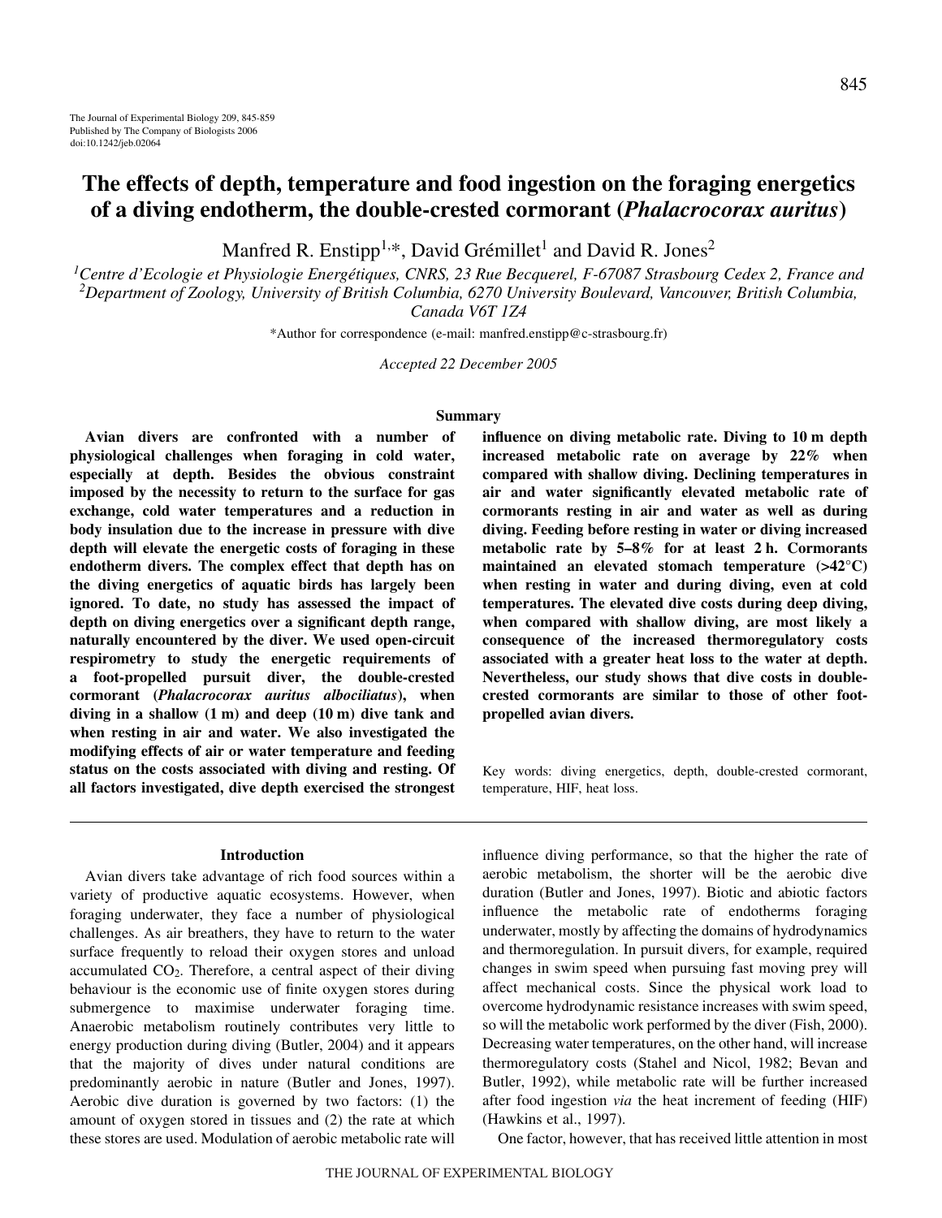The Journal of Experimental Biology 209, 845-859
Published by The Company of Biologists 2006
doi:10.1242/jeb.02064

# The effects of depth, temperature and food ingestion on the foraging energetics of a diving endotherm, the double-crested cormorant (*Phalacrocorax auritus*)

Manfred R. Enstipp[1,*], David Grémillet[1] and David R. Jones[2]

[1]Centre d'Ecologie et Physiologie Energétiques, CNRS, 23 Rue Becquerel, F-67087 Strasbourg Cedex 2, France and [2]Department of Zoology, University of British Columbia, 6270 University Boulevard, Vancouver, British Columbia, Canada V6T 1Z4

*Author for correspondence (e-mail: manfred.enstipp@c-strasbourg.fr)

*Accepted 22 December 2005*

## Summary

**Avian divers are confronted with a number of physiological challenges when foraging in cold water, especially at depth. Besides the obvious constraint imposed by the necessity to return to the surface for gas exchange, cold water temperatures and a reduction in body insulation due to the increase in pressure with dive depth will elevate the energetic costs of foraging in these endotherm divers. The complex effect that depth has on the diving energetics of aquatic birds has largely been ignored. To date, no study has assessed the impact of depth on diving energetics over a significant depth range, naturally encountered by the diver. We used open-circuit respirometry to study the energetic requirements of a foot-propelled pursuit diver, the double-crested cormorant (*Phalacrocorax auritus albociliatus*), when diving in a shallow (1 m) and deep (10 m) dive tank and when resting in air and water. We also investigated the modifying effects of air or water temperature and feeding status on the costs associated with diving and resting. Of all factors investigated, dive depth exercised the strongest influence on diving metabolic rate. Diving to 10 m depth increased metabolic rate on average by 22% when compared with shallow diving. Declining temperatures in air and water significantly elevated metabolic rate of cormorants resting in air and water as well as during diving. Feeding before resting in water or diving increased metabolic rate by 5–8% for at least 2 h. Cormorants maintained an elevated stomach temperature (>42°C) when resting in water and during diving, even at cold temperatures. The elevated dive costs during deep diving, when compared with shallow diving, are most likely a consequence of the increased thermoregulatory costs associated with a greater heat loss to the water at depth. Nevertheless, our study shows that dive costs in double-crested cormorants are similar to those of other foot-propelled avian divers.**

Key words: diving energetics, depth, double-crested cormorant, temperature, HIF, heat loss.

## Introduction

Avian divers take advantage of rich food sources within a variety of productive aquatic ecosystems. However, when foraging underwater, they face a number of physiological challenges. As air breathers, they have to return to the water surface frequently to reload their oxygen stores and unload accumulated $CO_2$. Therefore, a central aspect of their diving behaviour is the economic use of finite oxygen stores during submergence to maximise underwater foraging time. Anaerobic metabolism routinely contributes very little to energy production during diving (Butler, 2004) and it appears that the majority of dives under natural conditions are predominantly aerobic in nature (Butler and Jones, 1997). Aerobic dive duration is governed by two factors: (1) the amount of oxygen stored in tissues and (2) the rate at which these stores are used. Modulation of aerobic metabolic rate will influence diving performance, so that the higher the rate of aerobic metabolism, the shorter will be the aerobic dive duration (Butler and Jones, 1997). Biotic and abiotic factors influence the metabolic rate of endotherms foraging underwater, mostly by affecting the domains of hydrodynamics and thermoregulation. In pursuit divers, for example, required changes in swim speed when pursuing fast moving prey will affect mechanical costs. Since the physical work load to overcome hydrodynamic resistance increases with swim speed, so will the metabolic work performed by the diver (Fish, 2000). Decreasing water temperatures, on the other hand, will increase thermoregulatory costs (Stahel and Nicol, 1982; Bevan and Butler, 1992), while metabolic rate will be further increased after food ingestion *via* the heat increment of feeding (HIF) (Hawkins et al., 1997).

One factor, however, that has received little attention in most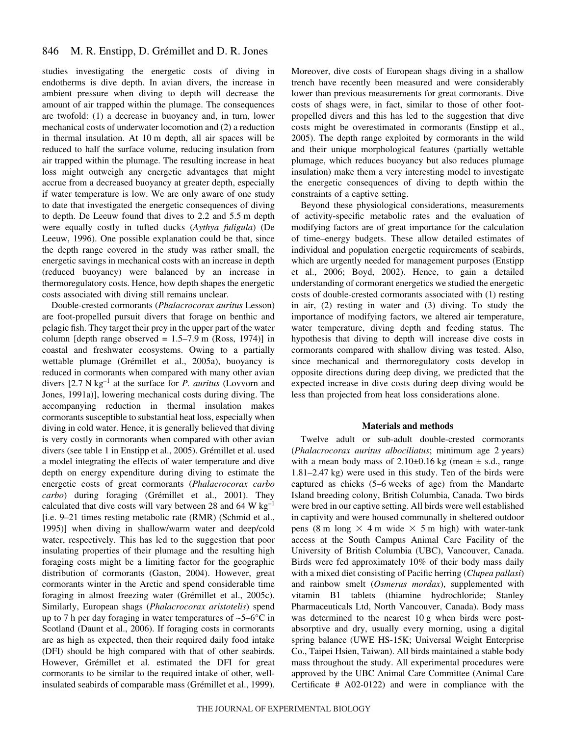studies investigating the energetic costs of diving in endotherms is dive depth. In avian divers, the increase in ambient pressure when diving to depth will decrease the amount of air trapped within the plumage. The consequences are twofold: (1) a decrease in buoyancy and, in turn, lower mechanical costs of underwater locomotion and (2) a reduction in thermal insulation. At 10 m depth, all air spaces will be reduced to half the surface volume, reducing insulation from air trapped within the plumage. The resulting increase in heat loss might outweigh any energetic advantages that might accrue from a decreased buoyancy at greater depth, especially if water temperature is low. We are only aware of one study to date that investigated the energetic consequences of diving to depth. De Leeuw found that dives to 2.2 and 5.5 m depth were equally costly in tufted ducks (*Aythya fuligula*) (De Leeuw, 1996). One possible explanation could be that, since the depth range covered in the study was rather small, the energetic savings in mechanical costs with an increase in depth (reduced buoyancy) were balanced by an increase in thermoregulatory costs. Hence, how depth shapes the energetic costs associated with diving still remains unclear.

Double-crested cormorants (*Phalacrocorax auritus* Lesson) are foot-propelled pursuit divers that forage on benthic and pelagic fish. They target their prey in the upper part of the water column [depth range observed = 1.5–7.9 m (Ross, 1974)] in coastal and freshwater ecosystems. Owing to a partially wettable plumage (Grémillet et al., 2005a), buoyancy is reduced in cormorants when compared with many other avian divers [2.7 N $kg^{-1}$ at the surface for *P. auritus* (Lovvorn and Jones, 1991a)], lowering mechanical costs during diving. The accompanying reduction in thermal insulation makes cormorants susceptible to substantial heat loss, especially when diving in cold water. Hence, it is generally believed that diving is very costly in cormorants when compared with other avian divers (see table 1 in Enstipp et al., 2005). Grémillet et al. used a model integrating the effects of water temperature and dive depth on energy expenditure during diving to estimate the energetic costs of great cormorants (*Phalacrocorax carbo carbo*) during foraging (Grémillet et al., 2001). They calculated that dive costs will vary between 28 and 64 W $kg^{-1}$ [i.e. 9–21 times resting metabolic rate (RMR) (Schmid et al., 1995)] when diving in shallow/warm water and deep/cold water, respectively. This has led to the suggestion that poor insulating properties of their plumage and the resulting high foraging costs might be a limiting factor for the geographic distribution of cormorants (Gaston, 2004). However, great cormorants winter in the Arctic and spend considerable time foraging in almost freezing water (Grémillet et al., 2005c). Similarly, European shags (*Phalacrocorax aristotelis*) spend up to 7 h per day foraging in water temperatures of ~5–6°C in Scotland (Daunt et al., 2006). If foraging costs in cormorants are as high as expected, then their required daily food intake (DFI) should be high compared with that of other seabirds. However, Grémillet et al. estimated the DFI for great cormorants to be similar to the required intake of other, well-insulated seabirds of comparable mass (Grémillet et al., 1999). Moreover, dive costs of European shags diving in a shallow trench have recently been measured and were considerably lower than previous measurements for great cormorants. Dive costs of shags were, in fact, similar to those of other foot-propelled divers and this has led to the suggestion that dive costs might be overestimated in cormorants (Enstipp et al., 2005). The depth range exploited by cormorants in the wild and their unique morphological features (partially wettable plumage, which reduces buoyancy but also reduces plumage insulation) make them a very interesting model to investigate the energetic consequences of diving to depth within the constraints of a captive setting.

Beyond these physiological considerations, measurements of activity-specific metabolic rates and the evaluation of modifying factors are of great importance for the calculation of time–energy budgets. These allow detailed estimates of individual and population energetic requirements of seabirds, which are urgently needed for management purposes (Enstipp et al., 2006; Boyd, 2002). Hence, to gain a detailed understanding of cormorant energetics we studied the energetic costs of double-crested cormorants associated with (1) resting in air, (2) resting in water and (3) diving. To study the importance of modifying factors, we altered air temperature, water temperature, diving depth and feeding status. The hypothesis that diving to depth will increase dive costs in cormorants compared with shallow diving was tested. Also, since mechanical and thermoregulatory costs develop in opposite directions during deep diving, we predicted that the expected increase in dive costs during deep diving would be less than projected from heat loss considerations alone.

## Materials and methods

Twelve adult or sub-adult double-crested cormorants (*Phalacrocorax auritus albociliatus*; minimum age 2 years) with a mean body mass of 2.10±0.16 kg (mean ± s.d., range 1.81–2.47 kg) were used in this study. Ten of the birds were captured as chicks (5–6 weeks of age) from the Mandarte Island breeding colony, British Columbia, Canada. Two birds were bred in our captive setting. All birds were well established in captivity and were housed communally in sheltered outdoor pens (8 m long × 4 m wide × 5 m high) with water-tank access at the South Campus Animal Care Facility of the University of British Columbia (UBC), Vancouver, Canada. Birds were fed approximately 10% of their body mass daily with a mixed diet consisting of Pacific herring (*Clupea pallasi*) and rainbow smelt (*Osmerus mordax*), supplemented with vitamin B1 tablets (thiamine hydrochloride; Stanley Pharmaceuticals Ltd, North Vancouver, Canada). Body mass was determined to the nearest 10 g when birds were post-absorptive and dry, usually every morning, using a digital spring balance (UWE HS-15K; Universal Weight Enterprise Co., Taipei Hsien, Taiwan). All birds maintained a stable body mass throughout the study. All experimental procedures were approved by the UBC Animal Care Committee (Animal Care Certificate # A02-0122) and were in compliance with the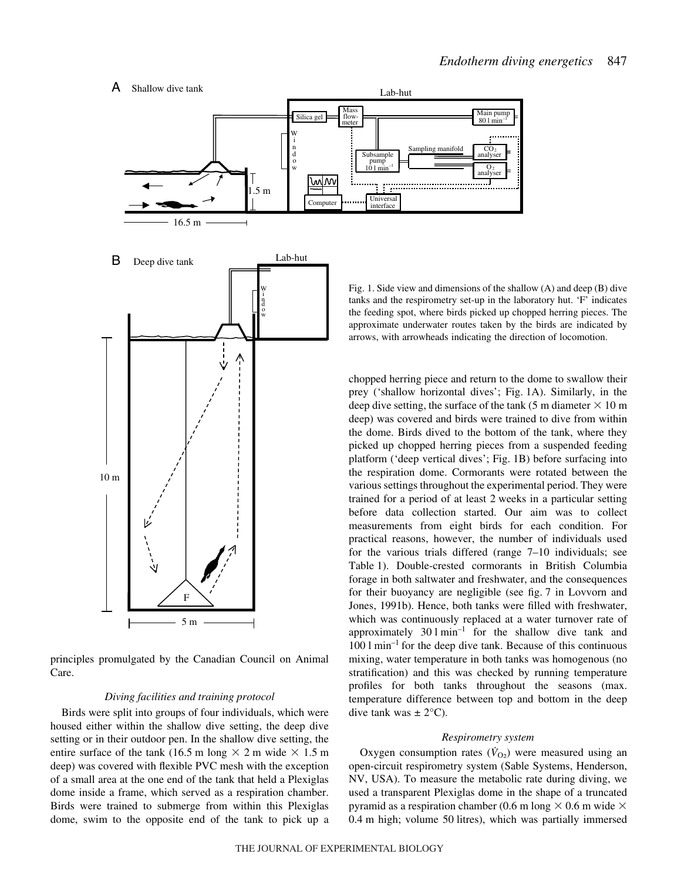Fig. 1. Side view and dimensions of the shallow (A) and deep (B) dive tanks and the respirometry set-up in the laboratory hut. 'F' indicates the feeding spot, where birds picked up chopped herring pieces. The approximate underwater routes taken by the birds are indicated by arrows, with arrowheads indicating the direction of locomotion.

principles promulgated by the Canadian Council on Animal Care.

### *Diving facilities and training protocol*

Birds were split into groups of four individuals, which were housed either within the shallow dive setting, the deep dive setting or in their outdoor pen. In the shallow dive setting, the entire surface of the tank (16.5 m long × 2 m wide × 1.5 m deep) was covered with flexible PVC mesh with the exception of a small area at the one end of the tank that held a Plexiglas dome inside a frame, which served as a respiration chamber. Birds were trained to submerge from within this Plexiglas dome, swim to the opposite end of the tank to pick up a chopped herring piece and return to the dome to swallow their prey ('shallow horizontal dives'; Fig. 1A). Similarly, in the deep dive setting, the surface of the tank (5 m diameter × 10 m deep) was covered and birds were trained to dive from within the dome. Birds dived to the bottom of the tank, where they picked up chopped herring pieces from a suspended feeding platform ('deep vertical dives'; Fig. 1B) before surfacing into the respiration dome. Cormorants were rotated between the various settings throughout the experimental period. They were trained for a period of at least 2 weeks in a particular setting before data collection started. Our aim was to collect measurements from eight birds for each condition. For practical reasons, however, the number of individuals used for the various trials differed (range 7–10 individuals; see Table 1). Double-crested cormorants in British Columbia forage in both saltwater and freshwater, and the consequences for their buoyancy are negligible (see fig. 7 in Lovvorn and Jones, 1991b). Hence, both tanks were filled with freshwater, which was continuously replaced at a water turnover rate of approximately 30 l min$^{-1}$ for the shallow dive tank and 100 l min$^{-1}$ for the deep dive tank. Because of this continuous mixing, water temperature in both tanks was homogenous (no stratification) and this was checked by running temperature profiles for both tanks throughout the seasons (max. temperature difference between top and bottom in the deep dive tank was ± 2°C).

### *Respirometry system*

Oxygen consumption rates ($\dot{V}_{O_2}$) were measured using an open-circuit respirometry system (Sable Systems, Henderson, NV, USA). To measure the metabolic rate during diving, we used a transparent Plexiglas dome in the shape of a truncated pyramid as a respiration chamber (0.6 m long × 0.6 m wide × 0.4 m high; volume 50 litres), which was partially immersed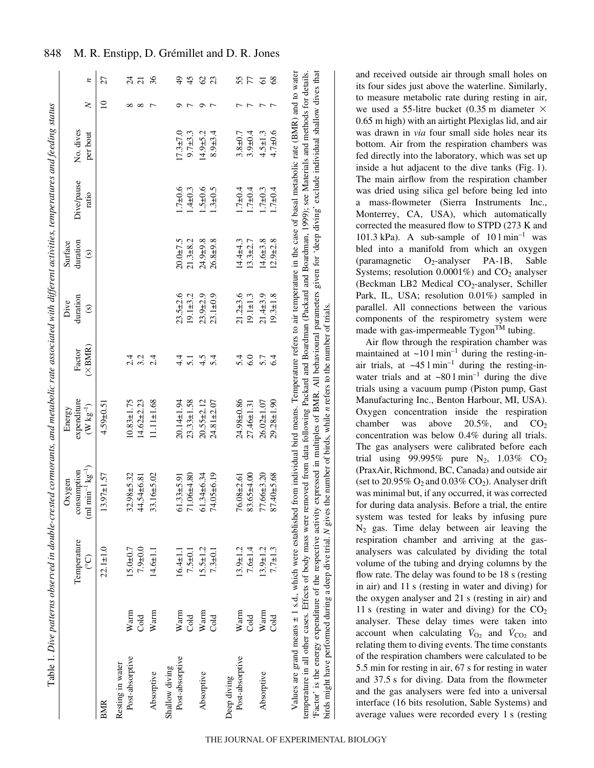Table 1. *Dive patterns observed in double-crested cormorants, and metabolic rate associated with different activities, temperatures and feeding status*

| | | Temperature (°C) | Oxygen consumption (ml min$^{-1}$ kg$^{-1}$) | Energy expenditure (W kg$^{-1}$) | Factor (×BMR) | Dive duration (s) | Surface duration (s) | Dive/pause ratio | No. dives per bout | N | n |
|---|---|---|---|---|---|---|---|---|---|---|---|
| BMR | | 22.1±1.0 | 13.97±1.57 | 4.59±0.51 | | | | | | 10 | 27 |
| Resting in water | | | | | | | | | | | |
| Post-absorptive | Warm | 15.0±0.7 | 32.98±5.32 | 10.83±1.75 | 2.4 | | | | | 8 | 24 |
| | Cold | 7.9±0.0 | 44.54±6.81 | 14.62±2.23 | 3.2 | | | | | 8 | 21 |
| Absorptive | Warm | 14.6±1.1 | 33.16±5.02 | 11.11±1.68 | 2.4 | | | | | 7 | 36 |
| Shallow diving | | | | | | | | | | | |
| Post-absorptive | Warm | 16.4±1.1 | 61.33±5.91 | 20.14±1.94 | 4.4 | 23.5±2.6 | 20.0±7.5 | 1.7±0.6 | 17.3±7.0 | 9 | 49 |
| | Cold | 7.5±0.1 | 71.06±4.80 | 23.33±1.58 | 5.1 | 19.1±3.2 | 21.3±8.2 | 1.4±0.3 | 9.7±3.3 | 7 | 45 |
| Absorptive | Warm | 15.5±1.2 | 61.34±6.34 | 20.55±2.12 | 4.5 | 23.9±2.9 | 24.9±9.8 | 1.5±0.6 | 14.9±5.2 | 9 | 62 |
| | Cold | 7.3±0.1 | 74.05±6.19 | 24.81±2.07 | 5.4 | 23.1±0.9 | 26.8±9.8 | 1.3±0.5 | 8.9±3.4 | 7 | 23 |
| Deep diving | | | | | | | | | | | |
| Post-absorptive | Warm | 13.9±1.2 | 76.08±2.61 | 24.98±0.86 | 5.4 | 21.2±3.6 | 14.4±4.3 | 1.7±0.4 | 3.8±0.7 | 7 | 55 |
| | Cold | 7.6±1.4 | 83.65±4.00 | 27.46±1.31 | 6.0 | 19.1±1.3 | 13.3±2.7 | 1.7±0.4 | 3.9±0.4 | 7 | 77 |
| Absorptive | Warm | 13.9±1.2 | 77.66±3.20 | 26.02±1.07 | 5.7 | 21.4±3.9 | 14.6±3.8 | 1.7±0.3 | 4.5±1.3 | 7 | 61 |
| | Cold | 7.7±1.3 | 87.40±5.68 | 29.28±1.90 | 6.4 | 19.3±1.8 | 12.9±2.8 | 1.7±0.4 | 4.7±0.6 | 7 | 68 |

Values are grand means ± 1 s.d., which were established from individual bird means. Temperature refers to air temperature in the case of basal metabolic rate (BMR) and to water temperature in all other cases. Effects of body mass were removed from data following Packard and Boardman (Packard and Boardman, 1999); see Materials and methods for details. 'Factor' is the energy expenditure of the respective activity expressed in multiples of BMR. All behavioural parameters given for 'deep diving' exclude individual shallow dives that birds might have performed during a deep dive trial. *N* gives the number of birds, while *n* refers to the number of trials.

and received outside air through small holes on its four sides just above the waterline. Similarly, to measure metabolic rate during resting in air, we used a 55-litre bucket (0.35 m diameter × 0.65 m high) with an airtight Plexiglas lid, and air was drawn in *via* four small side holes near its bottom. Air from the respiration chambers was fed directly into the laboratory, which was set up inside a hut adjacent to the dive tanks (Fig. 1). The main airflow from the respiration chamber was dried using silica gel before being led into a mass-flowmeter (Sierra Instruments Inc., Monterrey, CA, USA), which automatically corrected the measured flow to STPD (273 K and 101.3 kPa). A sub-sample of 10 l min$^{-1}$ was bled into a manifold from which an oxygen (paramagnetic $O_2$-analyser PA-1B, Sable Systems; resolution 0.0001%) and $CO_2$ analyser (Beckman LB2 Medical $CO_2$-analyser, Schiller Park, IL, USA; resolution 0.01%) sampled in parallel. All connections between the various components of the respirometry system were made with gas-impermeable Tygon™ tubing.

Air flow through the respiration chamber was maintained at ~10 l min$^{-1}$ during the resting-in-air trials, at ~45 l min$^{-1}$ during the resting-in-water trials and at ~80 l min$^{-1}$ during the dive trials using a vacuum pump (Piston pump, Gast Manufacturing Inc., Benton Harbour, MI, USA). Oxygen concentration inside the respiration chamber was above 20.5%, and $CO_2$ concentration was below 0.4% during all trials. The gas analysers were calibrated before each trial using 99.995% pure $N_2$, 1.03% $CO_2$ (PraxAir, Richmond, BC, Canada) and outside air (set to 20.95% $O_2$ and 0.03% $CO_2$). Analyser drift was minimal but, if any occurred, it was corrected for during data analysis. Before a trial, the entire system was tested for leaks by infusing pure $N_2$ gas. Time delay between air leaving the respiration chamber and arriving at the gas-analysers was calculated by dividing the total volume of the tubing and drying columns by the flow rate. The delay was found to be 18 s (resting in air) and 11 s (resting in water and diving) for the oxygen analyser and 21 s (resting in air) and 11 s (resting in water and diving) for the $CO_2$ analyser. These delay times were taken into account when calculating $\dot{V}_{O_2}$ and $\dot{V}_{CO_2}$ and relating them to diving events. The time constants of the respiration chambers were calculated to be 5.5 min for resting in air, 67 s for resting in water and 37.5 s for diving. Data from the flowmeter and the gas analysers were fed into a universal interface (16 bits resolution, Sable Systems) and average values were recorded every 1 s (resting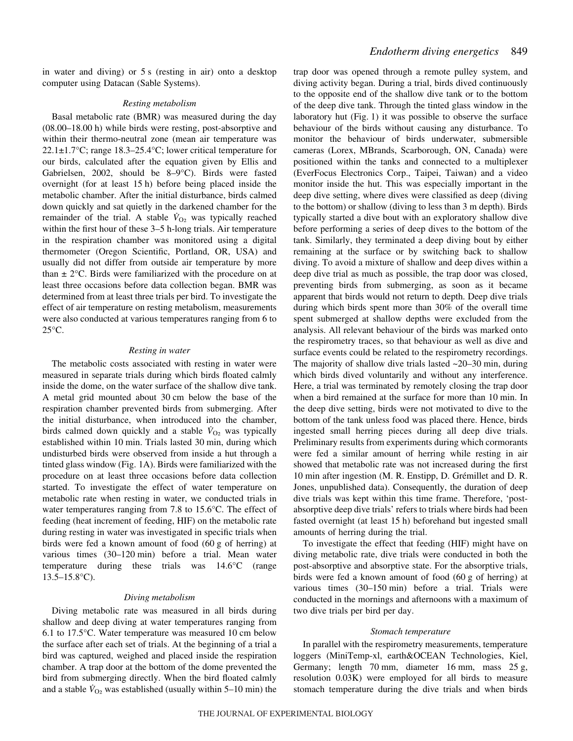in water and diving) or 5 s (resting in air) onto a desktop computer using Datacan (Sable Systems).

### *Resting metabolism*

Basal metabolic rate (BMR) was measured during the day (08.00–18.00 h) while birds were resting, post-absorptive and within their thermo-neutral zone (mean air temperature was 22.1±1.7°C; range 18.3–25.4°C; lower critical temperature for our birds, calculated after the equation given by Ellis and Gabrielsen, 2002, should be 8–9°C). Birds were fasted overnight (for at least 15 h) before being placed inside the metabolic chamber. After the initial disturbance, birds calmed down quickly and sat quietly in the darkened chamber for the remainder of the trial. A stable $\dot{V}_{O_2}$ was typically reached within the first hour of these 3–5 h-long trials. Air temperature in the respiration chamber was monitored using a digital thermometer (Oregon Scientific, Portland, OR, USA) and usually did not differ from outside air temperature by more than ± 2°C. Birds were familiarized with the procedure on at least three occasions before data collection began. BMR was determined from at least three trials per bird. To investigate the effect of air temperature on resting metabolism, measurements were also conducted at various temperatures ranging from 6 to 25°C.

### *Resting in water*

The metabolic costs associated with resting in water were measured in separate trials during which birds floated calmly inside the dome, on the water surface of the shallow dive tank. A metal grid mounted about 30 cm below the base of the respiration chamber prevented birds from submerging. After the initial disturbance, when introduced into the chamber, birds calmed down quickly and a stable $\dot{V}_{O_2}$ was typically established within 10 min. Trials lasted 30 min, during which undisturbed birds were observed from inside a hut through a tinted glass window (Fig. 1A). Birds were familiarized with the procedure on at least three occasions before data collection started. To investigate the effect of water temperature on metabolic rate when resting in water, we conducted trials in water temperatures ranging from 7.8 to 15.6°C. The effect of feeding (heat increment of feeding, HIF) on the metabolic rate during resting in water was investigated in specific trials when birds were fed a known amount of food (60 g of herring) at various times (30–120 min) before a trial. Mean water temperature during these trials was 14.6°C (range 13.5–15.8°C).

### *Diving metabolism*

Diving metabolic rate was measured in all birds during shallow and deep diving at water temperatures ranging from 6.1 to 17.5°C. Water temperature was measured 10 cm below the surface after each set of trials. At the beginning of a trial a bird was captured, weighed and placed inside the respiration chamber. A trap door at the bottom of the dome prevented the bird from submerging directly. When the bird floated calmly and a stable $\dot{V}_{O_2}$ was established (usually within 5–10 min) the trap door was opened through a remote pulley system, and diving activity began. During a trial, birds dived continuously to the opposite end of the shallow dive tank or to the bottom of the deep dive tank. Through the tinted glass window in the laboratory hut (Fig. 1) it was possible to observe the surface behaviour of the birds without causing any disturbance. To monitor the behaviour of birds underwater, submersible cameras (Lorex, MBrands, Scarborough, ON, Canada) were positioned within the tanks and connected to a multiplexer (EverFocus Electronics Corp., Taipei, Taiwan) and a video monitor inside the hut. This was especially important in the deep dive setting, where dives were classified as deep (diving to the bottom) or shallow (diving to less than 3 m depth). Birds typically started a dive bout with an exploratory shallow dive before performing a series of deep dives to the bottom of the tank. Similarly, they terminated a deep diving bout by either remaining at the surface or by switching back to shallow diving. To avoid a mixture of shallow and deep dives within a deep dive trial as much as possible, the trap door was closed, preventing birds from submerging, as soon as it became apparent that birds would not return to depth. Deep dive trials during which birds spent more than 30% of the overall time spent submerged at shallow depths were excluded from the analysis. All relevant behaviour of the birds was marked onto the respirometry traces, so that behaviour as well as dive and surface events could be related to the respirometry recordings. The majority of shallow dive trials lasted ~20–30 min, during which birds dived voluntarily and without any interference. Here, a trial was terminated by remotely closing the trap door when a bird remained at the surface for more than 10 min. In the deep dive setting, birds were not motivated to dive to the bottom of the tank unless food was placed there. Hence, birds ingested small herring pieces during all deep dive trials. Preliminary results from experiments during which cormorants were fed a similar amount of herring while resting in air showed that metabolic rate was not increased during the first 10 min after ingestion (M. R. Enstipp, D. Grémillet and D. R. Jones, unpublished data). Consequently, the duration of deep dive trials was kept within this time frame. Therefore, 'post-absorptive deep dive trials' refers to trials where birds had been fasted overnight (at least 15 h) beforehand but ingested small amounts of herring during the trial.

To investigate the effect that feeding (HIF) might have on diving metabolic rate, dive trials were conducted in both the post-absorptive and absorptive state. For the absorptive trials, birds were fed a known amount of food (60 g of herring) at various times (30–150 min) before a trial. Trials were conducted in the mornings and afternoons with a maximum of two dive trials per bird per day.

### *Stomach temperature*

In parallel with the respirometry measurements, temperature loggers (MiniTemp-xl, earth&OCEAN Technologies, Kiel, Germany; length 70 mm, diameter 16 mm, mass 25 g, resolution 0.03K) were employed for all birds to measure stomach temperature during the dive trials and when birds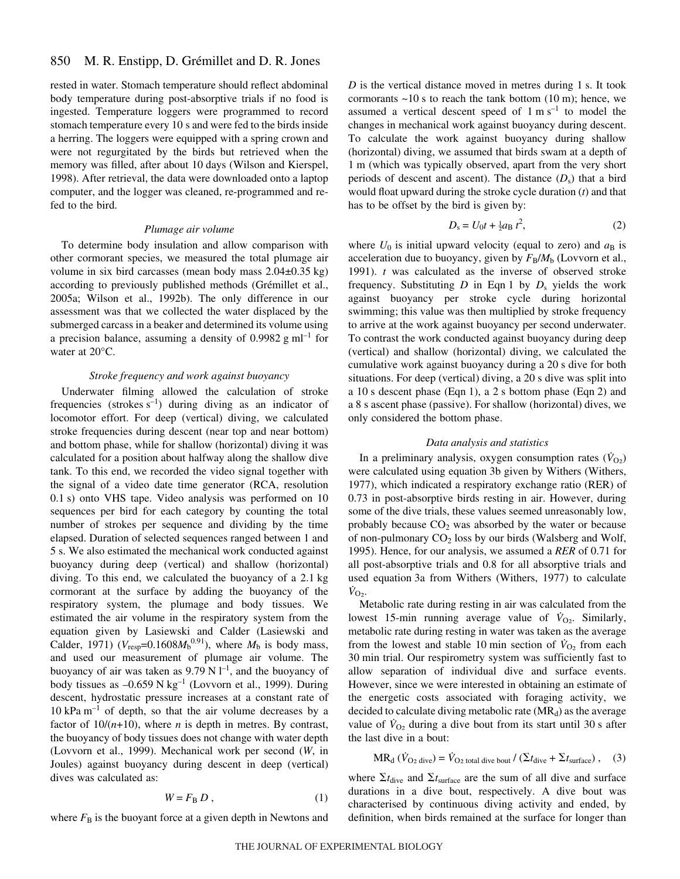rested in water. Stomach temperature should reflect abdominal body temperature during post-absorptive trials if no food is ingested. Temperature loggers were programmed to record stomach temperature every 10 s and were fed to the birds inside a herring. The loggers were equipped with a spring crown and were not regurgitated by the birds but retrieved when the memory was filled, after about 10 days (Wilson and Kierspel, 1998). After retrieval, the data were downloaded onto a laptop computer, and the logger was cleaned, re-programmed and re-fed to the bird.

### *Plumage air volume*

To determine body insulation and allow comparison with other cormorant species, we measured the total plumage air volume in six bird carcasses (mean body mass 2.04±0.35 kg) according to previously published methods (Grémillet et al., 2005a; Wilson et al., 1992b). The only difference in our assessment was that we collected the water displaced by the submerged carcass in a beaker and determined its volume using a precision balance, assuming a density of 0.9982 g ml$^{-1}$ for water at 20°C.

### *Stroke frequency and work against buoyancy*

Underwater filming allowed the calculation of stroke frequencies (strokes s$^{-1}$) during diving as an indicator of locomotor effort. For deep (vertical) diving, we calculated stroke frequencies during descent (near top and near bottom) and bottom phase, while for shallow (horizontal) diving it was calculated for a position about halfway along the shallow dive tank. To this end, we recorded the video signal together with the signal of a video date time generator (RCA, resolution 0.1 s) onto VHS tape. Video analysis was performed on 10 sequences per bird for each category by counting the total number of strokes per sequence and dividing by the time elapsed. Duration of selected sequences ranged between 1 and 5 s. We also estimated the mechanical work conducted against buoyancy during deep (vertical) and shallow (horizontal) diving. To this end, we calculated the buoyancy of a 2.1 kg cormorant at the surface by adding the buoyancy of the respiratory system, the plumage and body tissues. We estimated the air volume in the respiratory system from the equation given by Lasiewski and Calder (Lasiewski and Calder, 1971) ($V_{resp}$=0.1608$M_b^{0.91}$), where $M_b$ is body mass, and used our measurement of plumage air volume. The buoyancy of air was taken as 9.79 N l$^{-1}$, and the buoyancy of body tissues as –0.659 N kg$^{-1}$ (Lovvorn et al., 1999). During descent, hydrostatic pressure increases at a constant rate of 10 kPa m$^{-1}$ of depth, so that the air volume decreases by a factor of $10/(n+10)$, where $n$ is depth in metres. By contrast, the buoyancy of body tissues does not change with water depth (Lovvorn et al., 1999). Mechanical work per second ($W$, in Joules) against buoyancy during descent in deep (vertical) dives was calculated as:

$$W = F_B D \,, \tag{1}$$

where $F_B$ is the buoyant force at a given depth in Newtons and $D$ is the vertical distance moved in metres during 1 s. It took cormorants ~10 s to reach the tank bottom (10 m); hence, we assumed a vertical descent speed of 1 m s$^{-1}$ to model the changes in mechanical work against buoyancy during descent. To calculate the work against buoyancy during shallow (horizontal) diving, we assumed that birds swam at a depth of 1 m (which was typically observed, apart from the very short periods of descent and ascent). The distance ($D_s$) that a bird would float upward during the stroke cycle duration ($t$) and that has to be offset by the bird is given by:

$$D_s = U_0 t + \tfrac{1}{2} a_B\, t^2, \tag{2}$$

where $U_0$ is initial upward velocity (equal to zero) and $a_B$ is acceleration due to buoyancy, given by $F_B/M_b$ (Lovvorn et al., 1991). $t$ was calculated as the inverse of observed stroke frequency. Substituting $D$ in Eqn 1 by $D_s$ yields the work against buoyancy per stroke cycle during horizontal swimming; this value was then multiplied by stroke frequency to arrive at the work against buoyancy per second underwater. To contrast the work conducted against buoyancy during deep (vertical) and shallow (horizontal) diving, we calculated the cumulative work against buoyancy during a 20 s dive for both situations. For deep (vertical) diving, a 20 s dive was split into a 10 s descent phase (Eqn 1), a 2 s bottom phase (Eqn 2) and a 8 s ascent phase (passive). For shallow (horizontal) dives, we only considered the bottom phase.

### *Data analysis and statistics*

In a preliminary analysis, oxygen consumption rates ($\dot{V}_{O_2}$) were calculated using equation 3b given by Withers (Withers, 1977), which indicated a respiratory exchange ratio (RER) of 0.73 in post-absorptive birds resting in air. However, during some of the dive trials, these values seemed unreasonably low, probably because $CO_2$ was absorbed by the water or because of non-pulmonary $CO_2$ loss by our birds (Walsberg and Wolf, 1995). Hence, for our analysis, we assumed a ***RER*** of 0.71 for all post-absorptive trials and 0.8 for all absorptive trials and used equation 3a from Withers (Withers, 1977) to calculate $\dot{V}_{O_2}$.

Metabolic rate during resting in air was calculated from the lowest 15-min running average value of $\dot{V}_{O_2}$. Similarly, metabolic rate during resting in water was taken as the average from the lowest and stable 10 min section of $\dot{V}_{O_2}$ from each 30 min trial. Our respirometry system was sufficiently fast to allow separation of individual dive and surface events. However, since we were interested in obtaining an estimate of the energetic costs associated with foraging activity, we decided to calculate diving metabolic rate ($MR_d$) as the average value of $\dot{V}_{O_2}$ during a dive bout from its start until 30 s after the last dive in a bout:

$$MR_d\ (\dot{V}_{O_2\,dive}) = \dot{V}_{O_2\,total\,dive\,bout} \,/\, (\Sigma t_{dive} + \Sigma t_{surface}) \,, \tag{3}$$

where $\Sigma t_{dive}$ and $\Sigma t_{surface}$ are the sum of all dive and surface durations in a dive bout, respectively. A dive bout was characterised by continuous diving activity and ended, by definition, when birds remained at the surface for longer than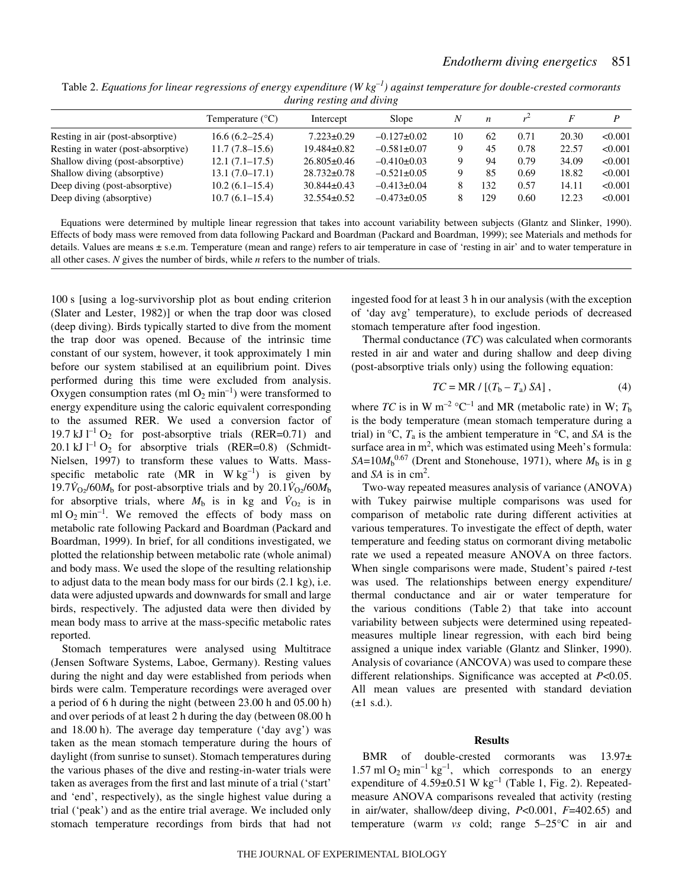Table 2. *Equations for linear regressions of energy expenditure (W kg$^{-1}$) against temperature for double-crested cormorants during resting and diving*

| | Temperature (°C) | Intercept | Slope | $N$ | $n$ | $r^2$ | $F$ | $P$ |
|---|---|---|---|---|---|---|---|---|
| Resting in air (post-absorptive) | 16.6 (6.2–25.4) | 7.223±0.29 | –0.127±0.02 | 10 | 62 | 0.71 | 20.30 | <0.001 |
| Resting in water (post-absorptive) | 11.7 (7.8–15.6) | 19.484±0.82 | –0.581±0.07 | 9 | 45 | 0.78 | 22.57 | <0.001 |
| Shallow diving (post-absorptive) | 12.1 (7.1–17.5) | 26.805±0.46 | –0.410±0.03 | 9 | 94 | 0.79 | 34.09 | <0.001 |
| Shallow diving (absorptive) | 13.1 (7.0–17.1) | 28.732±0.78 | –0.521±0.05 | 9 | 85 | 0.69 | 18.82 | <0.001 |
| Deep diving (post-absorptive) | 10.2 (6.1–15.4) | 30.844±0.43 | –0.413±0.04 | 8 | 132 | 0.57 | 14.11 | <0.001 |
| Deep diving (absorptive) | 10.7 (6.1–15.4) | 32.554±0.52 | –0.473±0.05 | 8 | 129 | 0.60 | 12.23 | <0.001 |

Equations were determined by multiple linear regression that takes into account variability between subjects (Glantz and Slinker, 1990). Effects of body mass were removed from data following Packard and Boardman (Packard and Boardman, 1999); see Materials and methods for details. Values are means ± s.e.m. Temperature (mean and range) refers to air temperature in case of 'resting in air' and to water temperature in all other cases. $N$ gives the number of birds, while $n$ refers to the number of trials.

100 s [using a log-survivorship plot as bout ending criterion (Slater and Lester, 1982)] or when the trap door was closed (deep diving). Birds typically started to dive from the moment the trap door was opened. Because of the intrinsic time constant of our system, however, it took approximately 1 min before our system stabilised at an equilibrium point. Dives performed during this time were excluded from analysis. Oxygen consumption rates (ml $O_2$ min$^{-1}$) were transformed to energy expenditure using the caloric equivalent corresponding to the assumed RER. We used a conversion factor of 19.7 kJ l$^{-1}$ $O_2$ for post-absorptive trials (RER=0.71) and 20.1 kJ l$^{-1}$ $O_2$ for absorptive trials (RER=0.8) (Schmidt-Nielsen, 1997) to transform these values to Watts. Mass-specific metabolic rate (MR in W kg$^{-1}$) is given by $19.7\dot{V}_{O_2}/60M_b$ for post-absorptive trials and by $20.1\dot{V}_{O_2}/60M_b$ for absorptive trials, where $M_b$ is in kg and $\dot{V}_{O_2}$ is in ml $O_2$ min$^{-1}$. We removed the effects of body mass on metabolic rate following Packard and Boardman (Packard and Boardman, 1999). In brief, for all conditions investigated, we plotted the relationship between metabolic rate (whole animal) and body mass. We used the slope of the resulting relationship to adjust data to the mean body mass for our birds (2.1 kg), i.e. data were adjusted upwards and downwards for small and large birds, respectively. The adjusted data were then divided by mean body mass to arrive at the mass-specific metabolic rates reported.

Stomach temperatures were analysed using Multitrace (Jensen Software Systems, Laboe, Germany). Resting values during the night and day were established from periods when birds were calm. Temperature recordings were averaged over a period of 6 h during the night (between 23.00 h and 05.00 h) and over periods of at least 2 h during the day (between 08.00 h and 18.00 h). The average day temperature ('day avg') was taken as the mean stomach temperature during the hours of daylight (from sunrise to sunset). Stomach temperatures during the various phases of the dive and resting-in-water trials were taken as averages from the first and last minute of a trial ('start' and 'end', respectively), as the single highest value during a trial ('peak') and as the entire trial average. We included only stomach temperature recordings from birds that had not ingested food for at least 3 h in our analysis (with the exception of 'day avg' temperature), to exclude periods of decreased stomach temperature after food ingestion.

Thermal conductance ($TC$) was calculated when cormorants rested in air and water and during shallow and deep diving (post-absorptive trials only) using the following equation:

$$TC = \mathrm{MR} / [(T_b - T_a)\,SA]\,, \tag{4}$$

where $TC$ is in W m$^{-2}$ °C$^{-1}$ and MR (metabolic rate) in W; $T_b$ is the body temperature (mean stomach temperature during a trial) in °C, $T_a$ is the ambient temperature in °C, and $SA$ is the surface area in m$^2$, which was estimated using Meeh's formula: $SA=10M_b^{0.67}$ (Drent and Stonehouse, 1971), where $M_b$ is in g and $SA$ is in cm$^2$.

Two-way repeated measures analysis of variance (ANOVA) with Tukey pairwise multiple comparisons was used for comparison of metabolic rate during different activities at various temperatures. To investigate the effect of depth, water temperature and feeding status on cormorant diving metabolic rate we used a repeated measure ANOVA on three factors. When single comparisons were made, Student's paired $t$-test was used. The relationships between energy expenditure/thermal conductance and air or water temperature for the various conditions (Table 2) that take into account variability between subjects were determined using repeated-measures multiple linear regression, with each bird being assigned a unique index variable (Glantz and Slinker, 1990). Analysis of covariance (ANCOVA) was used to compare these different relationships. Significance was accepted at $P<0.05$. All mean values are presented with standard deviation (±1 s.d.).

## Results

BMR of double-crested cormorants was 13.97±1.57 ml $O_2$ min$^{-1}$ kg$^{-1}$, which corresponds to an energy expenditure of 4.59±0.51 W kg$^{-1}$ (Table 1, Fig. 2). Repeated-measure ANOVA comparisons revealed that activity (resting in air/water, shallow/deep diving, $P<0.001$, $F=402.65$) and temperature (warm *vs* cold; range 5–25°C in air and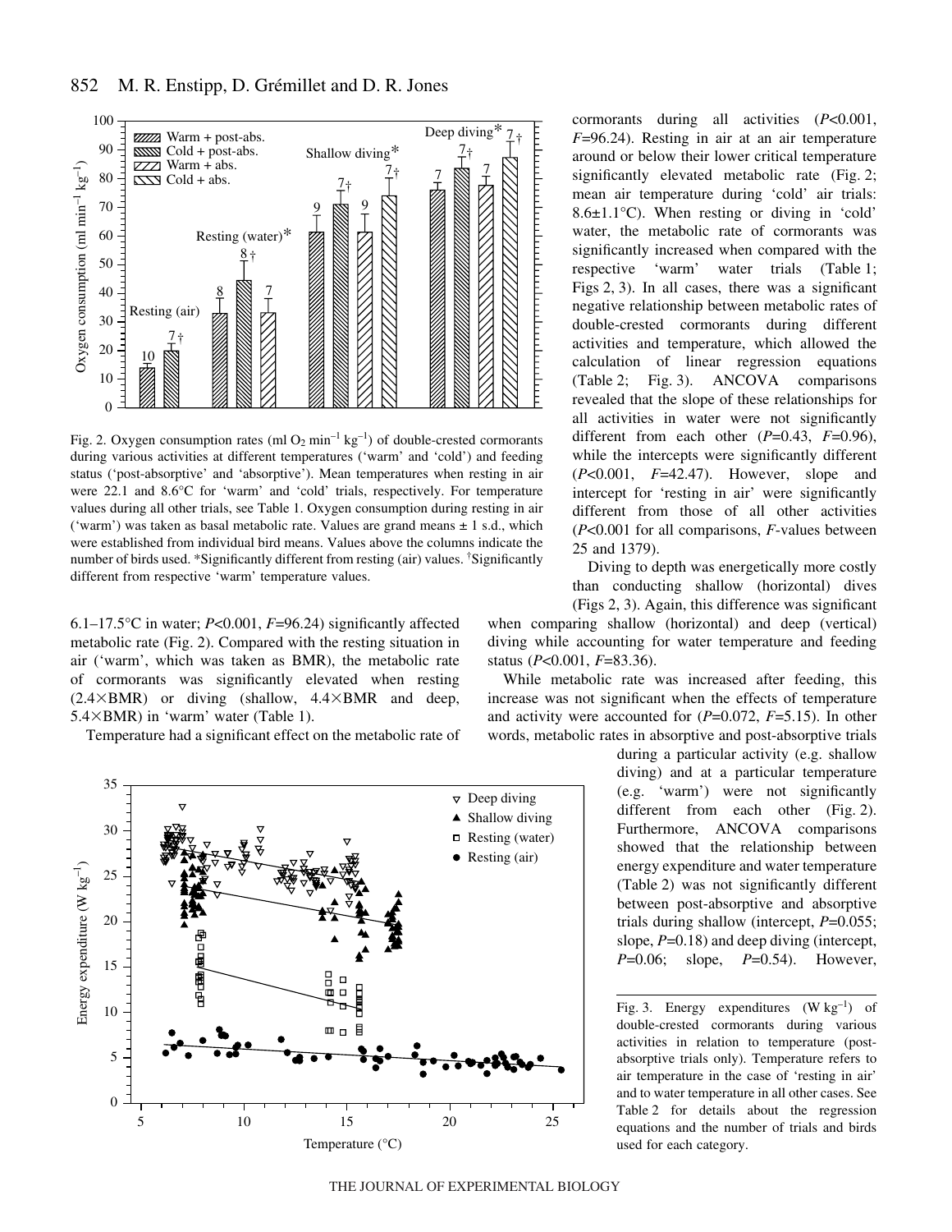Fig. 2. Oxygen consumption rates (ml $O_2$ $min^{-1}$ $kg^{-1}$) of double-crested cormorants during various activities at different temperatures ('warm' and 'cold') and feeding status ('post-absorptive' and 'absorptive'). Mean temperatures when resting in air were 22.1 and 8.6°C for 'warm' and 'cold' trials, respectively. For temperature values during all other trials, see Table 1. Oxygen consumption during resting in air ('warm') was taken as basal metabolic rate. Values are grand means ± 1 s.d., which were established from individual bird means. Values above the columns indicate the number of birds used. *Significantly different from resting (air) values. †Significantly different from respective 'warm' temperature values.

6.1–17.5°C in water; $P<0.001$, $F=96.24$) significantly affected metabolic rate (Fig. 2). Compared with the resting situation in air ('warm', which was taken as BMR), the metabolic rate of cormorants was significantly elevated when resting (2.4×BMR) or diving (shallow, 4.4×BMR and deep, 5.4×BMR) in 'warm' water (Table 1).

Temperature had a significant effect on the metabolic rate of cormorants during all activities ($P<0.001$, $F=96.24$). Resting in air at an air temperature around or below their lower critical temperature significantly elevated metabolic rate (Fig. 2; mean air temperature during 'cold' air trials: 8.6±1.1°C). When resting or diving in 'cold' water, the metabolic rate of cormorants was significantly increased when compared with the respective 'warm' water trials (Table 1; Figs 2, 3). In all cases, there was a significant negative relationship between metabolic rates of double-crested cormorants during different activities and temperature, which allowed the calculation of linear regression equations (Table 2; Fig. 3). ANCOVA comparisons revealed that the slope of these relationships for all activities in water were not significantly different from each other ($P=0.43$, $F=0.96$), while the intercepts were significantly different ($P<0.001$, $F=42.47$). However, slope and intercept for 'resting in air' were significantly different from those of all other activities ($P<0.001$ for all comparisons, $F$-values between 25 and 1379).

Diving to depth was energetically more costly than conducting shallow (horizontal) dives (Figs 2, 3). Again, this difference was significant when comparing shallow (horizontal) and deep (vertical) diving while accounting for water temperature and feeding status ($P<0.001$, $F=83.36$).

While metabolic rate was increased after feeding, this increase was not significant when the effects of temperature and activity were accounted for ($P=0.072$, $F=5.15$). In other words, metabolic rates in absorptive and post-absorptive trials during a particular activity (e.g. shallow diving) and at a particular temperature (e.g. 'warm') were not significantly different from each other (Fig. 2). Furthermore, ANCOVA comparisons showed that the relationship between energy expenditure and water temperature (Table 2) was not significantly different between post-absorptive and absorptive trials during shallow (intercept, $P=0.055$; slope, $P=0.18$) and deep diving (intercept, $P=0.06$; slope, $P=0.54$). However,

Fig. 3. Energy expenditures (W $kg^{-1}$) of double-crested cormorants during various activities in relation to temperature (post-absorptive trials only). Temperature refers to air temperature in the case of 'resting in air' and to water temperature in all other cases. See Table 2 for details about the regression equations and the number of trials and birds used for each category.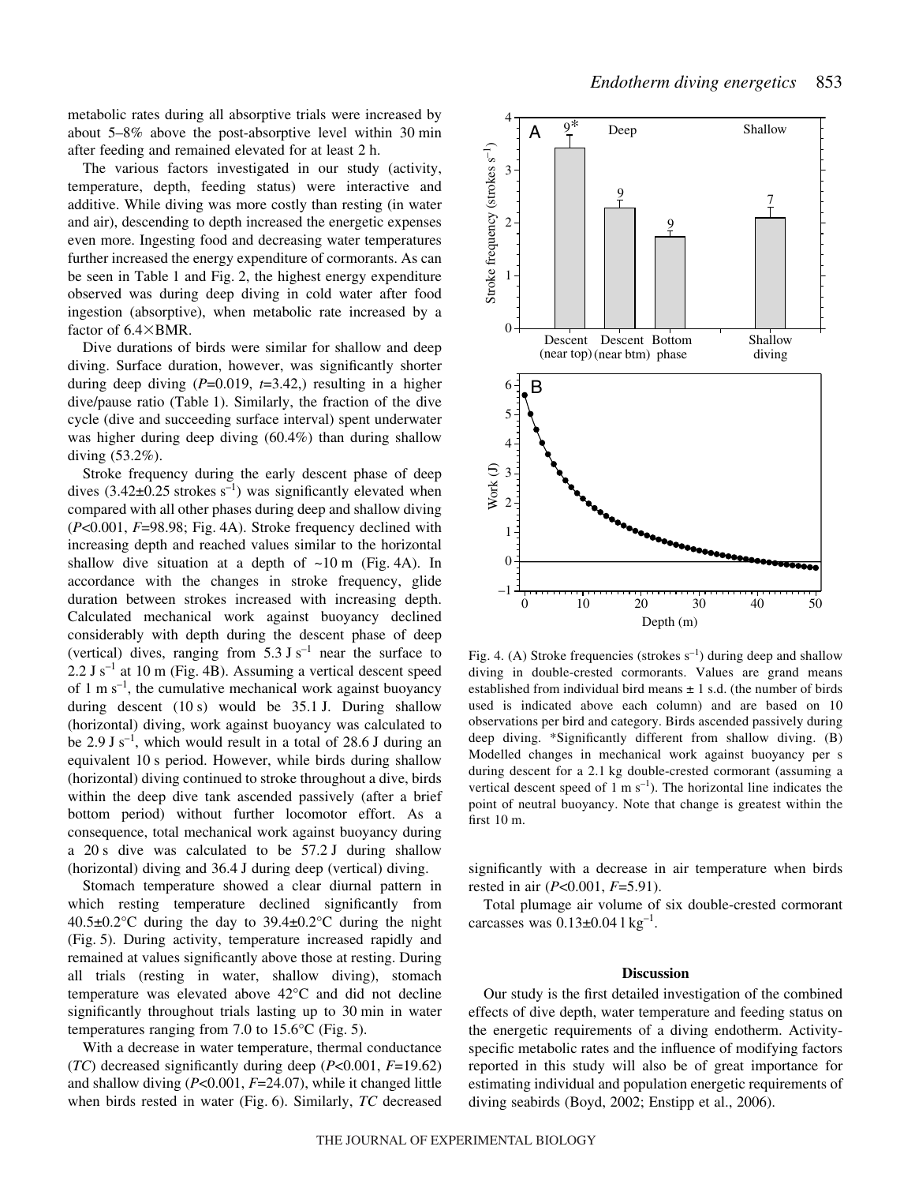metabolic rates during all absorptive trials were increased by about 5–8% above the post-absorptive level within 30 min after feeding and remained elevated for at least 2 h.

The various factors investigated in our study (activity, temperature, depth, feeding status) were interactive and additive. While diving was more costly than resting (in water and air), descending to depth increased the energetic expenses even more. Ingesting food and decreasing water temperatures further increased the energy expenditure of cormorants. As can be seen in Table 1 and Fig. 2, the highest energy expenditure observed was during deep diving in cold water after food ingestion (absorptive), when metabolic rate increased by a factor of 6.4×BMR.

Dive durations of birds were similar for shallow and deep diving. Surface duration, however, was significantly shorter during deep diving ($P$=0.019, $t$=3.42,) resulting in a higher dive/pause ratio (Table 1). Similarly, the fraction of the dive cycle (dive and succeeding surface interval) spent underwater was higher during deep diving (60.4%) than during shallow diving (53.2%).

Stroke frequency during the early descent phase of deep dives (3.42±0.25 strokes $s^{-1}$) was significantly elevated when compared with all other phases during deep and shallow diving ($P$<0.001, $F$=98.98; Fig. 4A). Stroke frequency declined with increasing depth and reached values similar to the horizontal shallow dive situation at a depth of ~10 m (Fig. 4A). In accordance with the changes in stroke frequency, glide duration between strokes increased with increasing depth. Calculated mechanical work against buoyancy declined considerably with depth during the descent phase of deep (vertical) dives, ranging from 5.3 J $s^{-1}$ near the surface to 2.2 J $s^{-1}$ at 10 m (Fig. 4B). Assuming a vertical descent speed of 1 m $s^{-1}$, the cumulative mechanical work against buoyancy during descent (10 s) would be 35.1 J. During shallow (horizontal) diving, work against buoyancy was calculated to be 2.9 J $s^{-1}$, which would result in a total of 28.6 J during an equivalent 10 s period. However, while birds during shallow (horizontal) diving continued to stroke throughout a dive, birds within the deep dive tank ascended passively (after a brief bottom period) without further locomotor effort. As a consequence, total mechanical work against buoyancy during a 20 s dive was calculated to be 57.2 J during shallow (horizontal) diving and 36.4 J during deep (vertical) diving.

Stomach temperature showed a clear diurnal pattern in which resting temperature declined significantly from 40.5±0.2°C during the day to 39.4±0.2°C during the night (Fig. 5). During activity, temperature increased rapidly and remained at values significantly above those at resting. During all trials (resting in water, shallow diving), stomach temperature was elevated above 42°C and did not decline significantly throughout trials lasting up to 30 min in water temperatures ranging from 7.0 to 15.6°C (Fig. 5).

With a decrease in water temperature, thermal conductance ($TC$) decreased significantly during deep ($P$<0.001, $F$=19.62) and shallow diving ($P$<0.001, $F$=24.07), while it changed little when birds rested in water (Fig. 6). Similarly, $TC$ decreased significantly with a decrease in air temperature when birds rested in air ($P$<0.001, $F$=5.91).

Total plumage air volume of six double-crested cormorant carcasses was 0.13±0.04 l $kg^{-1}$.

Fig. 4. (A) Stroke frequencies (strokes $s^{-1}$) during deep and shallow diving in double-crested cormorants. Values are grand means established from individual bird means ± 1 s.d. (the number of birds used is indicated above each column) and are based on 10 observations per bird and category. Birds ascended passively during deep diving. *Significantly different from shallow diving. (B) Modelled changes in mechanical work against buoyancy per s during descent for a 2.1 kg double-crested cormorant (assuming a vertical descent speed of 1 m $s^{-1}$). The horizontal line indicates the point of neutral buoyancy. Note that change is greatest within the first 10 m.

## Discussion

Our study is the first detailed investigation of the combined effects of dive depth, water temperature and feeding status on the energetic requirements of a diving endotherm. Activity-specific metabolic rates and the influence of modifying factors reported in this study will also be of great importance for estimating individual and population energetic requirements of diving seabirds (Boyd, 2002; Enstipp et al., 2006).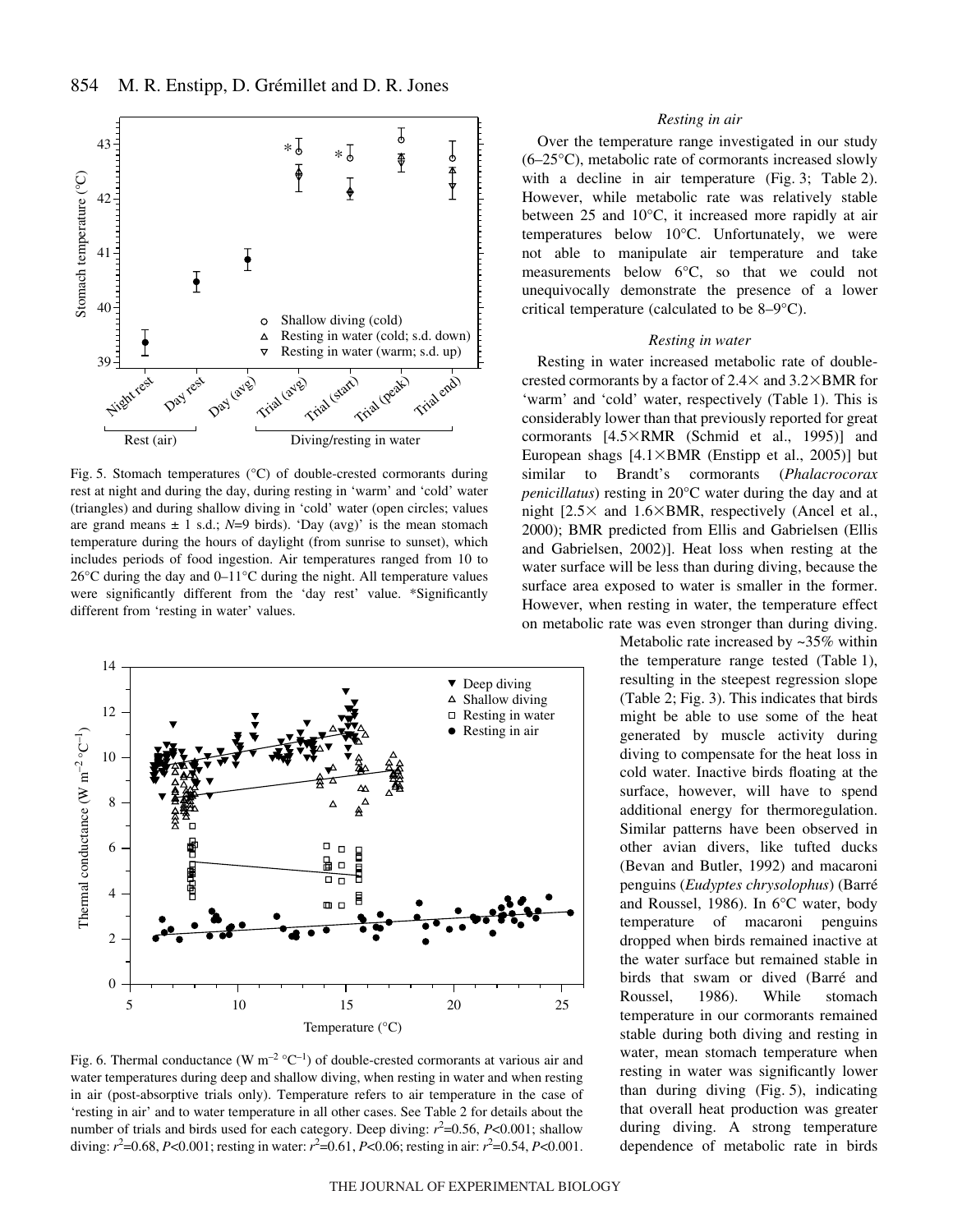Fig. 5. Stomach temperatures (°C) of double-crested cormorants during rest at night and during the day, during resting in 'warm' and 'cold' water (triangles) and during shallow diving in 'cold' water (open circles; values are grand means ± 1 s.d.; $N$=9 birds). 'Day (avg)' is the mean stomach temperature during the hours of daylight (from sunrise to sunset), which includes periods of food ingestion. Air temperatures ranged from 10 to 26°C during the day and 0–11°C during the night. All temperature values were significantly different from the 'day rest' value. *Significantly different from 'resting in water' values.

Fig. 6. Thermal conductance (W $m^{-2}$ °$C^{-1}$) of double-crested cormorants at various air and water temperatures during deep and shallow diving, when resting in water and when resting in air (post-absorptive trials only). Temperature refers to air temperature in the case of 'resting in air' and to water temperature in all other cases. See Table 2 for details about the number of trials and birds used for each category. Deep diving: $r^2$=0.56, $P$<0.001; shallow diving: $r^2$=0.68, $P$<0.001; resting in water: $r^2$=0.61, $P$<0.06; resting in air: $r^2$=0.54, $P$<0.001.

### *Resting in air*

Over the temperature range investigated in our study (6–25°C), metabolic rate of cormorants increased slowly with a decline in air temperature (Fig. 3; Table 2). However, while metabolic rate was relatively stable between 25 and 10°C, it increased more rapidly at air temperatures below 10°C. Unfortunately, we were not able to manipulate air temperature and take measurements below 6°C, so that we could not unequivocally demonstrate the presence of a lower critical temperature (calculated to be 8–9°C).

### *Resting in water*

Resting in water increased metabolic rate of double-crested cormorants by a factor of 2.4× and 3.2×BMR for 'warm' and 'cold' water, respectively (Table 1). This is considerably lower than that previously reported for great cormorants [4.5×RMR (Schmid et al., 1995)] and European shags [4.1×BMR (Enstipp et al., 2005)] but similar to Brandt's cormorants (*Phalacrocorax penicillatus*) resting in 20°C water during the day and at night [2.5× and 1.6×BMR, respectively (Ancel et al., 2000); BMR predicted from Ellis and Gabrielsen (Ellis and Gabrielsen, 2002)]. Heat loss when resting at the water surface will be less than during diving, because the surface area exposed to water is smaller in the former. However, when resting in water, the temperature effect on metabolic rate was even stronger than during diving. Metabolic rate increased by ~35% within the temperature range tested (Table 1), resulting in the steepest regression slope (Table 2; Fig. 3). This indicates that birds might be able to use some of the heat generated by muscle activity during diving to compensate for the heat loss in cold water. Inactive birds floating at the surface, however, will have to spend additional energy for thermoregulation. Similar patterns have been observed in other avian divers, like tufted ducks (Bevan and Butler, 1992) and macaroni penguins (*Eudyptes chrysolophus*) (Barré and Roussel, 1986). In 6°C water, body temperature of macaroni penguins dropped when birds remained inactive at the water surface but remained stable in birds that swam or dived (Barré and Roussel, 1986). While stomach temperature in our cormorants remained stable during both diving and resting in water, mean stomach temperature when resting in water was significantly lower than during diving (Fig. 5), indicating that overall heat production was greater during diving. A strong temperature dependence of metabolic rate in birds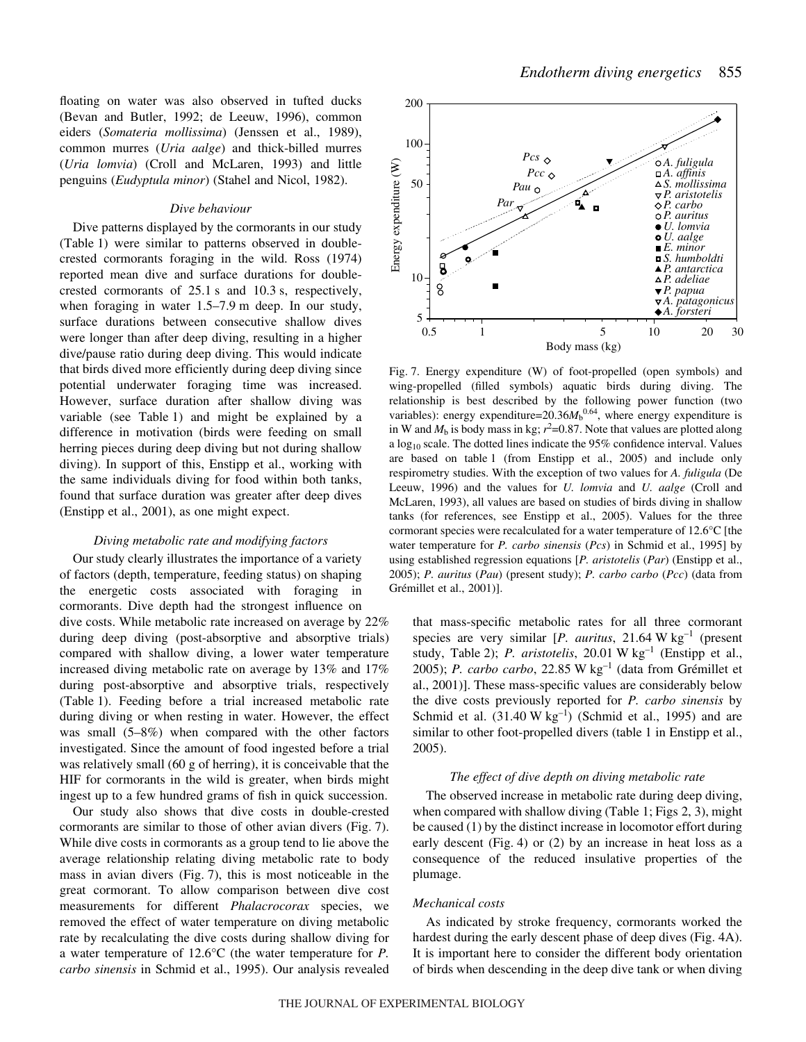floating on water was also observed in tufted ducks (Bevan and Butler, 1992; de Leeuw, 1996), common eiders (*Somateria mollissima*) (Jenssen et al., 1989), common murres (*Uria aalge*) and thick-billed murres (*Uria lomvia*) (Croll and McLaren, 1993) and little penguins (*Eudyptula minor*) (Stahel and Nicol, 1982).

### *Dive behaviour*

Dive patterns displayed by the cormorants in our study (Table 1) were similar to patterns observed in double-crested cormorants foraging in the wild. Ross (1974) reported mean dive and surface durations for double-crested cormorants of 25.1 s and 10.3 s, respectively, when foraging in water 1.5–7.9 m deep. In our study, surface durations between consecutive shallow dives were longer than after deep diving, resulting in a higher dive/pause ratio during deep diving. This would indicate that birds dived more efficiently during deep diving since potential underwater foraging time was increased. However, surface duration after shallow diving was variable (see Table 1) and might be explained by a difference in motivation (birds were feeding on small herring pieces during deep diving but not during shallow diving). In support of this, Enstipp et al., working with the same individuals diving for food within both tanks, found that surface duration was greater after deep dives (Enstipp et al., 2001), as one might expect.

### *Diving metabolic rate and modifying factors*

Our study clearly illustrates the importance of a variety of factors (depth, temperature, feeding status) on shaping the energetic costs associated with foraging in cormorants. Dive depth had the strongest influence on dive costs. While metabolic rate increased on average by 22% during deep diving (post-absorptive and absorptive trials) compared with shallow diving, a lower water temperature increased diving metabolic rate on average by 13% and 17% during post-absorptive and absorptive trials, respectively (Table 1). Feeding before a trial increased metabolic rate during diving or when resting in water. However, the effect was small (5–8%) when compared with the other factors investigated. Since the amount of food ingested before a trial was relatively small (60 g of herring), it is conceivable that the HIF for cormorants in the wild is greater, when birds might ingest up to a few hundred grams of fish in quick succession.

Our study also shows that dive costs in double-crested cormorants are similar to those of other avian divers (Fig. 7). While dive costs in cormorants as a group tend to lie above the average relationship relating diving metabolic rate to body mass in avian divers (Fig. 7), this is most noticeable in the great cormorant. To allow comparison between dive cost measurements for different *Phalacrocorax* species, we removed the effect of water temperature on diving metabolic rate by recalculating the dive costs during shallow diving for a water temperature of 12.6°C (the water temperature for *P. carbo sinensis* in Schmid et al., 1995). Our analysis revealed that mass-specific metabolic rates for all three cormorant species are very similar [*P. auritus*, 21.64 W kg$^{-1}$ (present study, Table 2); *P. aristotelis*, 20.01 W kg$^{-1}$ (Enstipp et al., 2005); *P. carbo carbo*, 22.85 W kg$^{-1}$ (data from Grémillet et al., 2001)]. These mass-specific values are considerably below the dive costs previously reported for *P. carbo sinensis* by Schmid et al. (31.40 W kg$^{-1}$) (Schmid et al., 1995) and are similar to other foot-propelled divers (table 1 in Enstipp et al., 2005).

Fig. 7. Energy expenditure (W) of foot-propelled (open symbols) and wing-propelled (filled symbols) aquatic birds during diving. The relationship is best described by the following power function (two variables): energy expenditure=$20.36M_b^{0.64}$, where energy expenditure is in W and $M_b$ is body mass in kg; $r^2$=0.87. Note that values are plotted along a $\log_{10}$ scale. The dotted lines indicate the 95% confidence interval. Values are based on table 1 (from Enstipp et al., 2005) and include only respirometry studies. With the exception of two values for *A. fuligula* (De Leeuw, 1996) and the values for *U. lomvia* and *U. aalge* (Croll and McLaren, 1993), all values are based on studies of birds diving in shallow tanks (for references, see Enstipp et al., 2005). Values for the three cormorant species were recalculated for a water temperature of 12.6°C [the water temperature for *P. carbo sinensis* (*Pcs*) in Schmid et al., 1995] by using established regression equations [*P. aristotelis* (*Par*) (Enstipp et al., 2005); *P. auritus* (*Pau*) (present study); *P. carbo carbo* (*Pcc*) (data from Grémillet et al., 2001)].

### *The effect of dive depth on diving metabolic rate*

The observed increase in metabolic rate during deep diving, when compared with shallow diving (Table 1; Figs 2, 3), might be caused (1) by the distinct increase in locomotor effort during early descent (Fig. 4) or (2) by an increase in heat loss as a consequence of the reduced insulative properties of the plumage.

### *Mechanical costs*

As indicated by stroke frequency, cormorants worked the hardest during the early descent phase of deep dives (Fig. 4A). It is important here to consider the different body orientation of birds when descending in the deep dive tank or when diving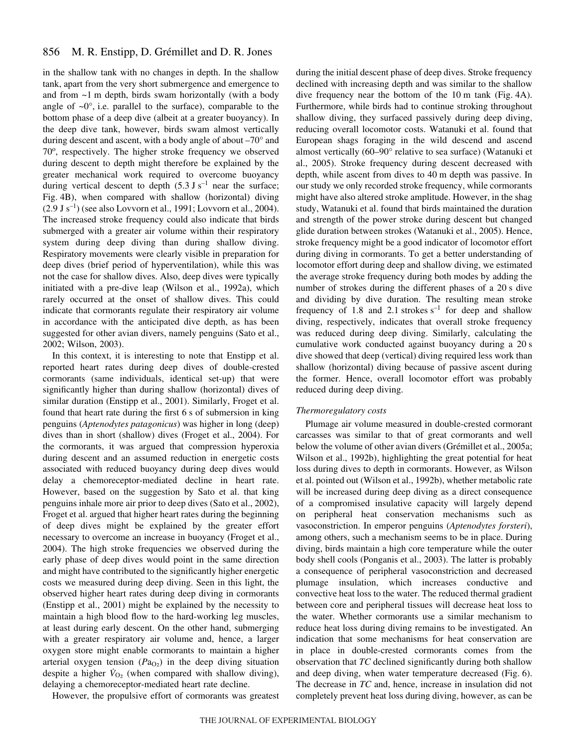in the shallow tank with no changes in depth. In the shallow tank, apart from the very short submergence and emergence to and from ~1 m depth, birds swam horizontally (with a body angle of ~0°, i.e. parallel to the surface), comparable to the bottom phase of a deep dive (albeit at a greater buoyancy). In the deep dive tank, however, birds swam almost vertically during descent and ascent, with a body angle of about –70° and 70º, respectively. The higher stroke frequency we observed during descent to depth might therefore be explained by the greater mechanical work required to overcome buoyancy during vertical descent to depth (5.3 J $s^{-1}$ near the surface; Fig. 4B), when compared with shallow (horizontal) diving (2.9 J $s^{-1}$) (see also Lovvorn et al., 1991; Lovvorn et al., 2004). The increased stroke frequency could also indicate that birds submerged with a greater air volume within their respiratory system during deep diving than during shallow diving. Respiratory movements were clearly visible in preparation for deep dives (brief period of hyperventilation), while this was not the case for shallow dives. Also, deep dives were typically initiated with a pre-dive leap (Wilson et al., 1992a), which rarely occurred at the onset of shallow dives. This could indicate that cormorants regulate their respiratory air volume in accordance with the anticipated dive depth, as has been suggested for other avian divers, namely penguins (Sato et al., 2002; Wilson, 2003).

In this context, it is interesting to note that Enstipp et al. reported heart rates during deep dives of double-crested cormorants (same individuals, identical set-up) that were significantly higher than during shallow (horizontal) dives of similar duration (Enstipp et al., 2001). Similarly, Froget et al. found that heart rate during the first 6 s of submersion in king penguins (*Aptenodytes patagonicus*) was higher in long (deep) dives than in short (shallow) dives (Froget et al., 2004). For the cormorants, it was argued that compression hyperoxia during descent and an assumed reduction in energetic costs associated with reduced buoyancy during deep dives would delay a chemoreceptor-mediated decline in heart rate. However, based on the suggestion by Sato et al. that king penguins inhale more air prior to deep dives (Sato et al., 2002), Froget et al. argued that higher heart rates during the beginning of deep dives might be explained by the greater effort necessary to overcome an increase in buoyancy (Froget et al., 2004). The high stroke frequencies we observed during the early phase of deep dives would point in the same direction and might have contributed to the significantly higher energetic costs we measured during deep diving. Seen in this light, the observed higher heart rates during deep diving in cormorants (Enstipp et al., 2001) might be explained by the necessity to maintain a high blood flow to the hard-working leg muscles, at least during early descent. On the other hand, submerging with a greater respiratory air volume and, hence, a larger oxygen store might enable cormorants to maintain a higher arterial oxygen tension ($Pa_{O_2}$) in the deep diving situation despite a higher $\dot{V}_{O_2}$ (when compared with shallow diving), delaying a chemoreceptor-mediated heart rate decline.

However, the propulsive effort of cormorants was greatest during the initial descent phase of deep dives. Stroke frequency declined with increasing depth and was similar to the shallow dive frequency near the bottom of the 10 m tank (Fig. 4A). Furthermore, while birds had to continue stroking throughout shallow diving, they surfaced passively during deep diving, reducing overall locomotor costs. Watanuki et al. found that European shags foraging in the wild descend and ascend almost vertically (60–90° relative to sea surface) (Watanuki et al., 2005). Stroke frequency during descent decreased with depth, while ascent from dives to 40 m depth was passive. In our study we only recorded stroke frequency, while cormorants might have also altered stroke amplitude. However, in the shag study, Watanuki et al. found that birds maintained the duration and strength of the power stroke during descent but changed glide duration between strokes (Watanuki et al., 2005). Hence, stroke frequency might be a good indicator of locomotor effort during diving in cormorants. To get a better understanding of locomotor effort during deep and shallow diving, we estimated the average stroke frequency during both modes by adding the number of strokes during the different phases of a 20 s dive and dividing by dive duration. The resulting mean stroke frequency of 1.8 and 2.1 strokes $s^{-1}$ for deep and shallow diving, respectively, indicates that overall stroke frequency was reduced during deep diving. Similarly, calculating the cumulative work conducted against buoyancy during a 20 s dive showed that deep (vertical) diving required less work than shallow (horizontal) diving because of passive ascent during the former. Hence, overall locomotor effort was probably reduced during deep diving.

*Thermoregulatory costs*

Plumage air volume measured in double-crested cormorant carcasses was similar to that of great cormorants and well below the volume of other avian divers (Grémillet et al., 2005a; Wilson et al., 1992b), highlighting the great potential for heat loss during dives to depth in cormorants. However, as Wilson et al. pointed out (Wilson et al., 1992b), whether metabolic rate will be increased during deep diving as a direct consequence of a compromised insulative capacity will largely depend on peripheral heat conservation mechanisms such as vasoconstriction. In emperor penguins (*Aptenodytes forsteri*), among others, such a mechanism seems to be in place. During diving, birds maintain a high core temperature while the outer body shell cools (Ponganis et al., 2003). The latter is probably a consequence of peripheral vasoconstriction and decreased plumage insulation, which increases conductive and convective heat loss to the water. The reduced thermal gradient between core and peripheral tissues will decrease heat loss to the water. Whether cormorants use a similar mechanism to reduce heat loss during diving remains to be investigated. An indication that some mechanisms for heat conservation are in place in double-crested cormorants comes from the observation that *TC* declined significantly during both shallow and deep diving, when water temperature decreased (Fig. 6). The decrease in *TC* and, hence, increase in insulation did not completely prevent heat loss during diving, however, as can be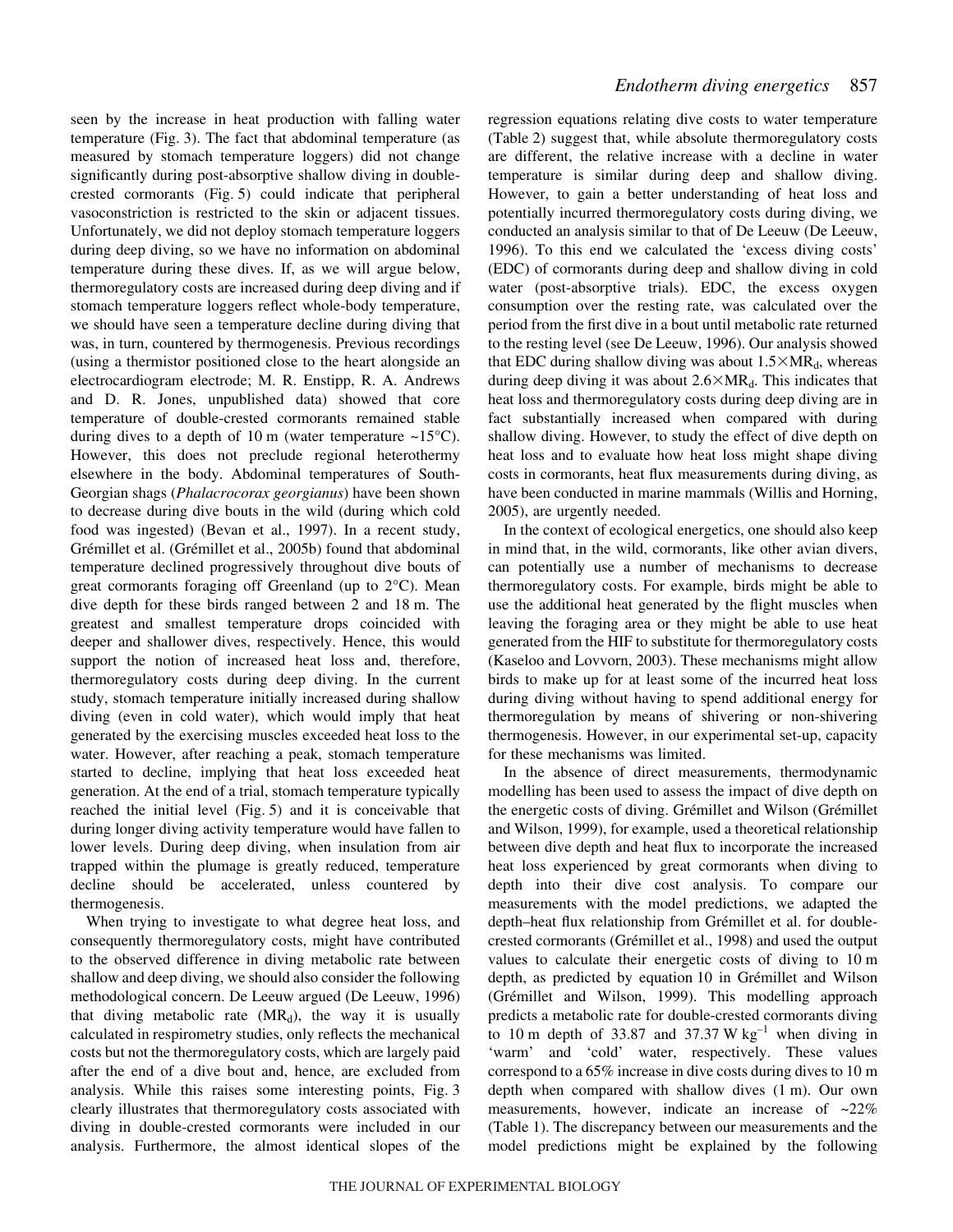seen by the increase in heat production with falling water temperature (Fig. 3). The fact that abdominal temperature (as measured by stomach temperature loggers) did not change significantly during post-absorptive shallow diving in double-crested cormorants (Fig. 5) could indicate that peripheral vasoconstriction is restricted to the skin or adjacent tissues. Unfortunately, we did not deploy stomach temperature loggers during deep diving, so we have no information on abdominal temperature during these dives. If, as we will argue below, thermoregulatory costs are increased during deep diving and if stomach temperature loggers reflect whole-body temperature, we should have seen a temperature decline during diving that was, in turn, countered by thermogenesis. Previous recordings (using a thermistor positioned close to the heart alongside an electrocardiogram electrode; M. R. Enstipp, R. A. Andrews and D. R. Jones, unpublished data) showed that core temperature of double-crested cormorants remained stable during dives to a depth of 10 m (water temperature ~15°C). However, this does not preclude regional heterothermy elsewhere in the body. Abdominal temperatures of South-Georgian shags (*Phalacrocorax georgianus*) have been shown to decrease during dive bouts in the wild (during which cold food was ingested) (Bevan et al., 1997). In a recent study, Grémillet et al. (Grémillet et al., 2005b) found that abdominal temperature declined progressively throughout dive bouts of great cormorants foraging off Greenland (up to 2°C). Mean dive depth for these birds ranged between 2 and 18 m. The greatest and smallest temperature drops coincided with deeper and shallower dives, respectively. Hence, this would support the notion of increased heat loss and, therefore, thermoregulatory costs during deep diving. In the current study, stomach temperature initially increased during shallow diving (even in cold water), which would imply that heat generated by the exercising muscles exceeded heat loss to the water. However, after reaching a peak, stomach temperature started to decline, implying that heat loss exceeded heat generation. At the end of a trial, stomach temperature typically reached the initial level (Fig. 5) and it is conceivable that during longer diving activity temperature would have fallen to lower levels. During deep diving, when insulation from air trapped within the plumage is greatly reduced, temperature decline should be accelerated, unless countered by thermogenesis.

When trying to investigate to what degree heat loss, and consequently thermoregulatory costs, might have contributed to the observed difference in diving metabolic rate between shallow and deep diving, we should also consider the following methodological concern. De Leeuw argued (De Leeuw, 1996) that diving metabolic rate ($MR_d$), the way it is usually calculated in respirometry studies, only reflects the mechanical costs but not the thermoregulatory costs, which are largely paid after the end of a dive bout and, hence, are excluded from analysis. While this raises some interesting points, Fig. 3 clearly illustrates that thermoregulatory costs associated with diving in double-crested cormorants were included in our analysis. Furthermore, the almost identical slopes of the regression equations relating dive costs to water temperature (Table 2) suggest that, while absolute thermoregulatory costs are different, the relative increase with a decline in water temperature is similar during deep and shallow diving. However, to gain a better understanding of heat loss and potentially incurred thermoregulatory costs during diving, we conducted an analysis similar to that of De Leeuw (De Leeuw, 1996). To this end we calculated the 'excess diving costs' (EDC) of cormorants during deep and shallow diving in cold water (post-absorptive trials). EDC, the excess oxygen consumption over the resting rate, was calculated over the period from the first dive in a bout until metabolic rate returned to the resting level (see De Leeuw, 1996). Our analysis showed that EDC during shallow diving was about $1.5\times MR_d$, whereas during deep diving it was about $2.6\times MR_d$. This indicates that heat loss and thermoregulatory costs during deep diving are in fact substantially increased when compared with during shallow diving. However, to study the effect of dive depth on heat loss and to evaluate how heat loss might shape diving costs in cormorants, heat flux measurements during diving, as have been conducted in marine mammals (Willis and Horning, 2005), are urgently needed.

In the context of ecological energetics, one should also keep in mind that, in the wild, cormorants, like other avian divers, can potentially use a number of mechanisms to decrease thermoregulatory costs. For example, birds might be able to use the additional heat generated by the flight muscles when leaving the foraging area or they might be able to use heat generated from the HIF to substitute for thermoregulatory costs (Kaseloo and Lovvorn, 2003). These mechanisms might allow birds to make up for at least some of the incurred heat loss during diving without having to spend additional energy for thermoregulation by means of shivering or non-shivering thermogenesis. However, in our experimental set-up, capacity for these mechanisms was limited.

In the absence of direct measurements, thermodynamic modelling has been used to assess the impact of dive depth on the energetic costs of diving. Grémillet and Wilson (Grémillet and Wilson, 1999), for example, used a theoretical relationship between dive depth and heat flux to incorporate the increased heat loss experienced by great cormorants when diving to depth into their dive cost analysis. To compare our measurements with the model predictions, we adapted the depth–heat flux relationship from Grémillet et al. for double-crested cormorants (Grémillet et al., 1998) and used the output values to calculate their energetic costs of diving to 10 m depth, as predicted by equation 10 in Grémillet and Wilson (Grémillet and Wilson, 1999). This modelling approach predicts a metabolic rate for double-crested cormorants diving to 10 m depth of 33.87 and 37.37 $W\,kg^{-1}$ when diving in 'warm' and 'cold' water, respectively. These values correspond to a 65% increase in dive costs during dives to 10 m depth when compared with shallow dives (1 m). Our own measurements, however, indicate an increase of ~22% (Table 1). The discrepancy between our measurements and the model predictions might be explained by the following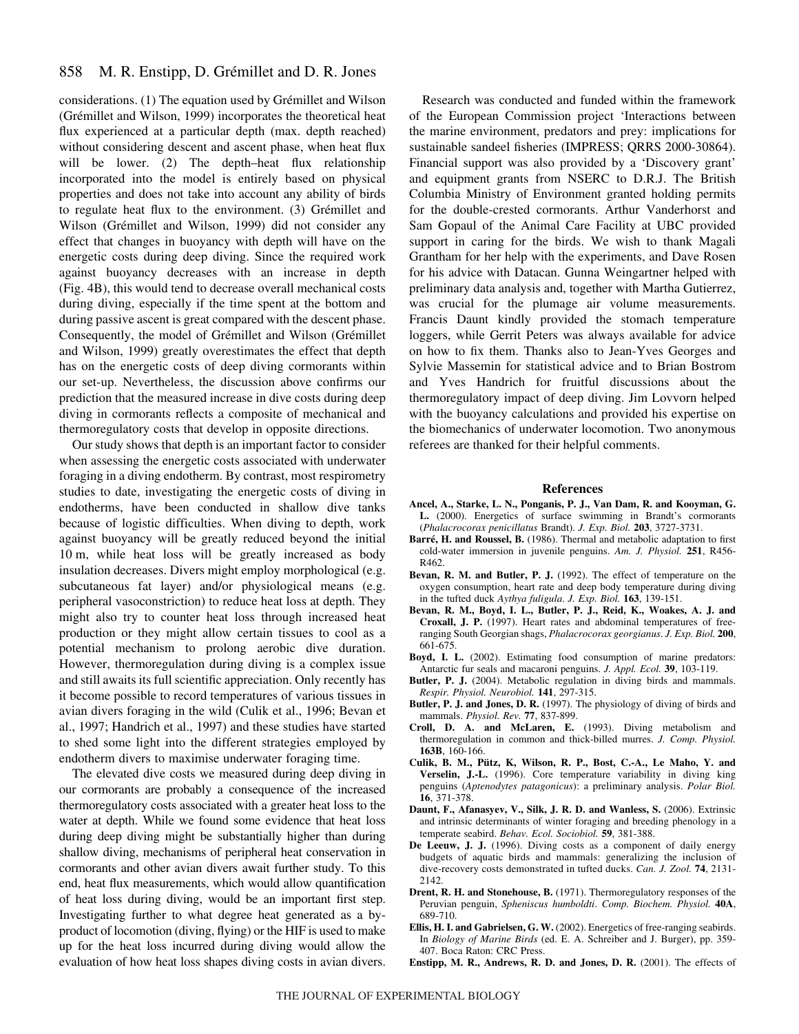considerations. (1) The equation used by Grémillet and Wilson (Grémillet and Wilson, 1999) incorporates the theoretical heat flux experienced at a particular depth (max. depth reached) without considering descent and ascent phase, when heat flux will be lower. (2) The depth–heat flux relationship incorporated into the model is entirely based on physical properties and does not take into account any ability of birds to regulate heat flux to the environment. (3) Grémillet and Wilson (Grémillet and Wilson, 1999) did not consider any effect that changes in buoyancy with depth will have on the energetic costs during deep diving. Since the required work against buoyancy decreases with an increase in depth (Fig. 4B), this would tend to decrease overall mechanical costs during diving, especially if the time spent at the bottom and during passive ascent is great compared with the descent phase. Consequently, the model of Grémillet and Wilson (Grémillet and Wilson, 1999) greatly overestimates the effect that depth has on the energetic costs of deep diving cormorants within our set-up. Nevertheless, the discussion above confirms our prediction that the measured increase in dive costs during deep diving in cormorants reflects a composite of mechanical and thermoregulatory costs that develop in opposite directions.

Our study shows that depth is an important factor to consider when assessing the energetic costs associated with underwater foraging in a diving endotherm. By contrast, most respirometry studies to date, investigating the energetic costs of diving in endotherms, have been conducted in shallow dive tanks because of logistic difficulties. When diving to depth, work against buoyancy will be greatly reduced beyond the initial 10 m, while heat loss will be greatly increased as body insulation decreases. Divers might employ morphological (e.g. subcutaneous fat layer) and/or physiological means (e.g. peripheral vasoconstriction) to reduce heat loss at depth. They might also try to counter heat loss through increased heat production or they might allow certain tissues to cool as a potential mechanism to prolong aerobic dive duration. However, thermoregulation during diving is a complex issue and still awaits its full scientific appreciation. Only recently has it become possible to record temperatures of various tissues in avian divers foraging in the wild (Culik et al., 1996; Bevan et al., 1997; Handrich et al., 1997) and these studies have started to shed some light into the different strategies employed by endotherm divers to maximise underwater foraging time.

The elevated dive costs we measured during deep diving in our cormorants are probably a consequence of the increased thermoregulatory costs associated with a greater heat loss to the water at depth. While we found some evidence that heat loss during deep diving might be substantially higher than during shallow diving, mechanisms of peripheral heat conservation in cormorants and other avian divers await further study. To this end, heat flux measurements, which would allow quantification of heat loss during diving, would be an important first step. Investigating further to what degree heat generated as a by-product of locomotion (diving, flying) or the HIF is used to make up for the heat loss incurred during diving would allow the evaluation of how heat loss shapes diving costs in avian divers.

Research was conducted and funded within the framework of the European Commission project 'Interactions between the marine environment, predators and prey: implications for sustainable sandeel fisheries (IMPRESS; QRRS 2000-30864). Financial support was also provided by a 'Discovery grant' and equipment grants from NSERC to D.R.J. The British Columbia Ministry of Environment granted holding permits for the double-crested cormorants. Arthur Vanderhorst and Sam Gopaul of the Animal Care Facility at UBC provided support in caring for the birds. We wish to thank Magali Grantham for her help with the experiments, and Dave Rosen for his advice with Datacan. Gunna Weingartner helped with preliminary data analysis and, together with Martha Gutierrez, was crucial for the plumage air volume measurements. Francis Daunt kindly provided the stomach temperature loggers, while Gerrit Peters was always available for advice on how to fix them. Thanks also to Jean-Yves Georges and Sylvie Massemin for statistical advice and to Brian Bostrom and Yves Handrich for fruitful discussions about the thermoregulatory impact of deep diving. Jim Lovvorn helped with the buoyancy calculations and provided his expertise on the biomechanics of underwater locomotion. Two anonymous referees are thanked for their helpful comments.

## References

**Ancel, A., Starke, L. N., Ponganis, P. J., Van Dam, R. and Kooyman, G. L.** (2000). Energetics of surface swimming in Brandt's cormorants (*Phalacrocorax penicillatus* Brandt). *J. Exp. Biol.* **203**, 3727-3731.

**Barré, H. and Roussel, B.** (1986). Thermal and metabolic adaptation to first cold-water immersion in juvenile penguins. *Am. J. Physiol.* **251**, R456-R462.

**Bevan, R. M. and Butler, P. J.** (1992). The effect of temperature on the oxygen consumption, heart rate and deep body temperature during diving in the tufted duck *Aythya fuligula*. *J. Exp. Biol.* **163**, 139-151.

**Bevan, R. M., Boyd, I. L., Butler, P. J., Reid, K., Woakes, A. J. and Croxall, J. P.** (1997). Heart rates and abdominal temperatures of free-ranging South Georgian shags, *Phalacrocorax georgianus*. *J. Exp. Biol.* **200**, 661-675.

**Boyd, I. L.** (2002). Estimating food consumption of marine predators: Antarctic fur seals and macaroni penguins. *J. Appl. Ecol.* **39**, 103-119.

**Butler, P. J.** (2004). Metabolic regulation in diving birds and mammals. *Respir. Physiol. Neurobiol.* **141**, 297-315.

**Butler, P. J. and Jones, D. R.** (1997). The physiology of diving of birds and mammals. *Physiol. Rev.* **77**, 837-899.

**Croll, D. A. and McLaren, E.** (1993). Diving metabolism and thermoregulation in common and thick-billed murres. *J. Comp. Physiol.* **163B**, 160-166.

**Culik, B. M., Pütz, K, Wilson, R. P., Bost, C.-A., Le Maho, Y. and Verselin, J.-L.** (1996). Core temperature variability in diving king penguins (*Aptenodytes patagonicus*): a preliminary analysis. *Polar Biol.* **16**, 371-378.

**Daunt, F., Afanasyev, V., Silk, J. R. D. and Wanless, S.** (2006). Extrinsic and intrinsic determinants of winter foraging and breeding phenology in a temperate seabird. *Behav. Ecol. Sociobiol.* **59**, 381-388.

**De Leeuw, J. J.** (1996). Diving costs as a component of daily energy budgets of aquatic birds and mammals: generalizing the inclusion of dive-recovery costs demonstrated in tufted ducks. *Can. J. Zool.* **74**, 2131-2142.

**Drent, R. H. and Stonehouse, B.** (1971). Thermoregulatory responses of the Peruvian penguin, *Spheniscus humboldti*. *Comp. Biochem. Physiol.* **40A**, 689-710.

**Ellis, H. I. and Gabrielsen, G. W.** (2002). Energetics of free-ranging seabirds. In *Biology of Marine Birds* (ed. E. A. Schreiber and J. Burger), pp. 359-407. Boca Raton: CRC Press.

**Enstipp, M. R., Andrews, R. D. and Jones, D. R.** (2001). The effects of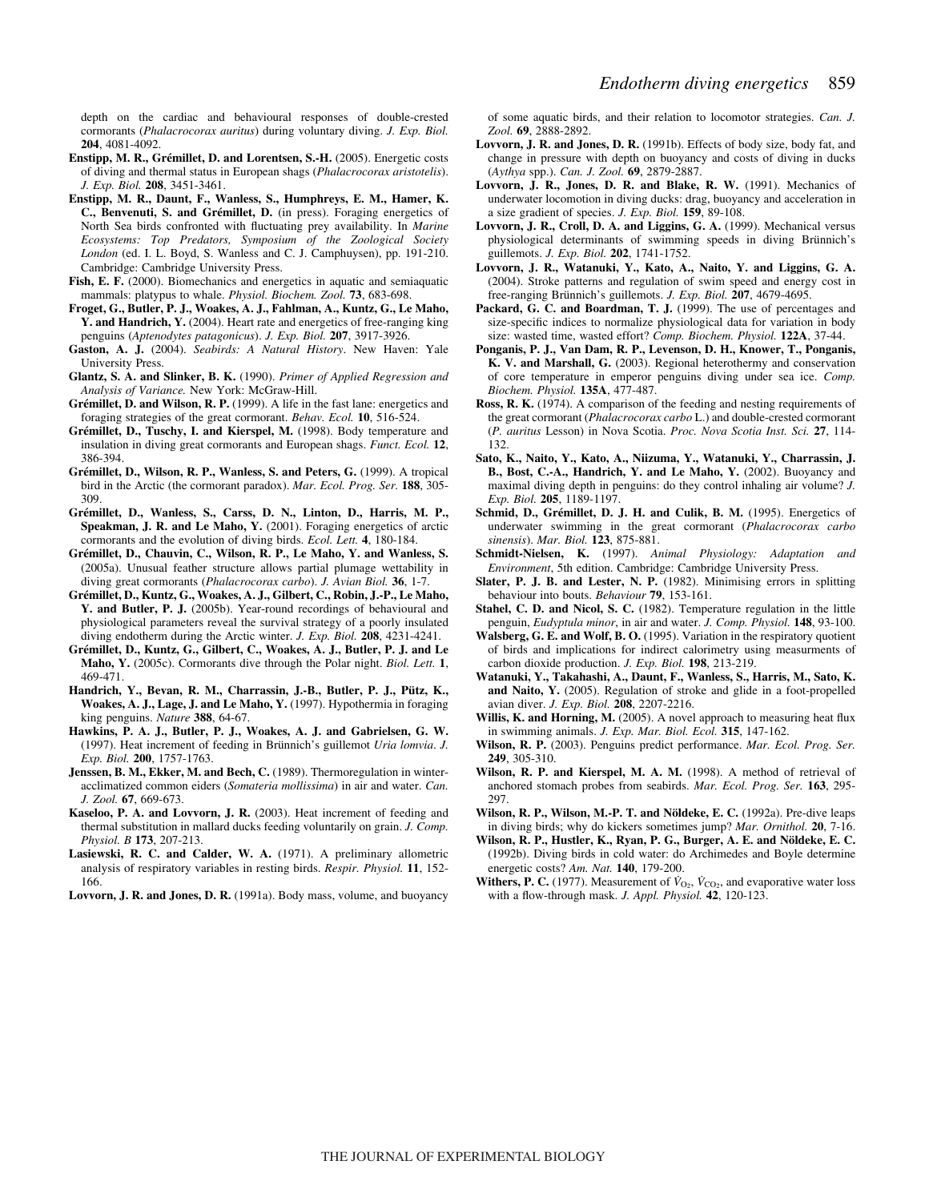depth on the cardiac and behavioural responses of double-crested cormorants (*Phalacrocorax auritus*) during voluntary diving. *J. Exp. Biol.* **204**, 4081-4092.

**Enstipp, M. R., Grémillet, D. and Lorentsen, S.-H.** (2005). Energetic costs of diving and thermal status in European shags (*Phalacrocorax aristotelis*). *J. Exp. Biol.* **208**, 3451-3461.

**Enstipp, M. R., Daunt, F., Wanless, S., Humphreys, E. M., Hamer, K. C., Benvenuti, S. and Grémillet, D.** (in press). Foraging energetics of North Sea birds confronted with fluctuating prey availability. In *Marine Ecosystems: Top Predators, Symposium of the Zoological Society London* (ed. I. L. Boyd, S. Wanless and C. J. Camphuysen), pp. 191-210. Cambridge: Cambridge University Press.

**Fish, E. F.** (2000). Biomechanics and energetics in aquatic and semiaquatic mammals: platypus to whale. *Physiol. Biochem. Zool.* **73**, 683-698.

**Froget, G., Butler, P. J., Woakes, A. J., Fahlman, A., Kuntz, G., Le Maho, Y. and Handrich, Y.** (2004). Heart rate and energetics of free-ranging king penguins (*Aptenodytes patagonicus*). *J. Exp. Biol.* **207**, 3917-3926.

**Gaston, A. J.** (2004). *Seabirds: A Natural History*. New Haven: Yale University Press.

**Glantz, S. A. and Slinker, B. K.** (1990). *Primer of Applied Regression and Analysis of Variance.* New York: McGraw-Hill.

**Grémillet, D. and Wilson, R. P.** (1999). A life in the fast lane: energetics and foraging strategies of the great cormorant. *Behav. Ecol.* **10**, 516-524.

**Grémillet, D., Tuschy, I. and Kierspel, M.** (1998). Body temperature and insulation in diving great cormorants and European shags. *Funct. Ecol.* **12**, 386-394.

**Grémillet, D., Wilson, R. P., Wanless, S. and Peters, G.** (1999). A tropical bird in the Arctic (the cormorant paradox). *Mar. Ecol. Prog. Ser.* **188**, 305-309.

**Grémillet, D., Wanless, S., Carss, D. N., Linton, D., Harris, M. P., Speakman, J. R. and Le Maho, Y.** (2001). Foraging energetics of arctic cormorants and the evolution of diving birds. *Ecol. Lett.* **4**, 180-184.

**Grémillet, D., Chauvin, C., Wilson, R. P., Le Maho, Y. and Wanless, S.** (2005a). Unusual feather structure allows partial plumage wettability in diving great cormorants (*Phalacrocorax carbo*). *J. Avian Biol.* **36**, 1-7.

**Grémillet, D., Kuntz, G., Woakes, A. J., Gilbert, C., Robin, J.-P., Le Maho, Y. and Butler, P. J.** (2005b). Year-round recordings of behavioural and physiological parameters reveal the survival strategy of a poorly insulated diving endotherm during the Arctic winter. *J. Exp. Biol.* **208**, 4231-4241.

**Grémillet, D., Kuntz, G., Gilbert, C., Woakes, A. J., Butler, P. J. and Le Maho, Y.** (2005c). Cormorants dive through the Polar night. *Biol. Lett.* **1**, 469-471.

**Handrich, Y., Bevan, R. M., Charrassin, J.-B., Butler, P. J., Pütz, K., Woakes, A. J., Lage, J. and Le Maho, Y.** (1997). Hypothermia in foraging king penguins. *Nature* **388**, 64-67.

**Hawkins, P. A. J., Butler, P. J., Woakes, A. J. and Gabrielsen, G. W.** (1997). Heat increment of feeding in Brünnich's guillemot *Uria lomvia*. *J. Exp. Biol.* **200**, 1757-1763.

**Jenssen, B. M., Ekker, M. and Bech, C.** (1989). Thermoregulation in winter-acclimatized common eiders (*Somateria mollissima*) in air and water. *Can. J. Zool.* **67**, 669-673.

**Kaseloo, P. A. and Lovvorn, J. R.** (2003). Heat increment of feeding and thermal substitution in mallard ducks feeding voluntarily on grain. *J. Comp. Physiol. B* **173**, 207-213.

**Lasiewski, R. C. and Calder, W. A.** (1971). A preliminary allometric analysis of respiratory variables in resting birds. *Respir. Physiol.* **11**, 152-166.

**Lovvorn, J. R. and Jones, D. R.** (1991a). Body mass, volume, and buoyancy of some aquatic birds, and their relation to locomotor strategies. *Can. J. Zool.* **69**, 2888-2892.

**Lovvorn, J. R. and Jones, D. R.** (1991b). Effects of body size, body fat, and change in pressure with depth on buoyancy and costs of diving in ducks (*Aythya* spp.). *Can. J. Zool.* **69**, 2879-2887.

**Lovvorn, J. R., Jones, D. R. and Blake, R. W.** (1991). Mechanics of underwater locomotion in diving ducks: drag, buoyancy and acceleration in a size gradient of species. *J. Exp. Biol.* **159**, 89-108.

**Lovvorn, J. R., Croll, D. A. and Liggins, G. A.** (1999). Mechanical versus physiological determinants of swimming speeds in diving Brünnich's guillemots. *J. Exp. Biol.* **202**, 1741-1752.

**Lovvorn, J. R., Watanuki, Y., Kato, A., Naito, Y. and Liggins, G. A.** (2004). Stroke patterns and regulation of swim speed and energy cost in free-ranging Brünnich's guillemots. *J. Exp. Biol.* **207**, 4679-4695.

**Packard, G. C. and Boardman, T. J.** (1999). The use of percentages and size-specific indices to normalize physiological data for variation in body size: wasted time, wasted effort? *Comp. Biochem. Physiol.* **122A**, 37-44.

**Ponganis, P. J., Van Dam, R. P., Levenson, D. H., Knower, T., Ponganis, K. V. and Marshall, G.** (2003). Regional heterothermy and conservation of core temperature in emperor penguins diving under sea ice. *Comp. Biochem. Physiol.* **135A**, 477-487.

**Ross, R. K.** (1974). A comparison of the feeding and nesting requirements of the great cormorant (*Phalacrocorax carbo* L.) and double-crested cormorant (*P. auritus* Lesson) in Nova Scotia. *Proc. Nova Scotia Inst. Sci.* **27**, 114-132.

**Sato, K., Naito, Y., Kato, A., Niizuma, Y., Watanuki, Y., Charrassin, J. B., Bost, C.-A., Handrich, Y. and Le Maho, Y.** (2002). Buoyancy and maximal diving depth in penguins: do they control inhaling air volume? *J. Exp. Biol.* **205**, 1189-1197.

**Schmid, D., Grémillet, D. J. H. and Culik, B. M.** (1995). Energetics of underwater swimming in the great cormorant (*Phalacrocorax carbo sinensis*). *Mar. Biol.* **123**, 875-881.

**Schmidt-Nielsen, K.** (1997). *Animal Physiology: Adaptation and Environment*, 5th edition. Cambridge: Cambridge University Press.

**Slater, P. J. B. and Lester, N. P.** (1982). Minimising errors in splitting behaviour into bouts. *Behaviour* **79**, 153-161.

**Stahel, C. D. and Nicol, S. C.** (1982). Temperature regulation in the little penguin, *Eudyptula minor*, in air and water. *J. Comp. Physiol.* **148**, 93-100.

**Walsberg, G. E. and Wolf, B. O.** (1995). Variation in the respiratory quotient of birds and implications for indirect calorimetry using measurments of carbon dioxide production. *J. Exp. Biol.* **198**, 213-219.

**Watanuki, Y., Takahashi, A., Daunt, F., Wanless, S., Harris, M., Sato, K. and Naito, Y.** (2005). Regulation of stroke and glide in a foot-propelled avian diver. *J. Exp. Biol.* **208**, 2207-2216.

**Willis, K. and Horning, M.** (2005). A novel approach to measuring heat flux in swimming animals. *J. Exp. Mar. Biol. Ecol.* **315**, 147-162.

**Wilson, R. P.** (2003). Penguins predict performance. *Mar. Ecol. Prog. Ser.* **249**, 305-310.

**Wilson, R. P. and Kierspel, M. A. M.** (1998). A method of retrieval of anchored stomach probes from seabirds. *Mar. Ecol. Prog. Ser.* **163**, 295-297.

**Wilson, R. P., Wilson, M.-P. T. and Nöldeke, E. C.** (1992a). Pre-dive leaps in diving birds; why do kickers sometimes jump? *Mar. Ornithol.* **20**, 7-16.

**Wilson, R. P., Hustler, K., Ryan, P. G., Burger, A. E. and Nöldeke, E. C.** (1992b). Diving birds in cold water: do Archimedes and Boyle determine energetic costs? *Am. Nat.* **140**, 179-200.

**Withers, P. C.** (1977). Measurement of $\dot{V}_{O_2}$, $\dot{V}_{CO_2}$, and evaporative water loss with a flow-through mask. *J. Appl. Physiol.* **42**, 120-123.